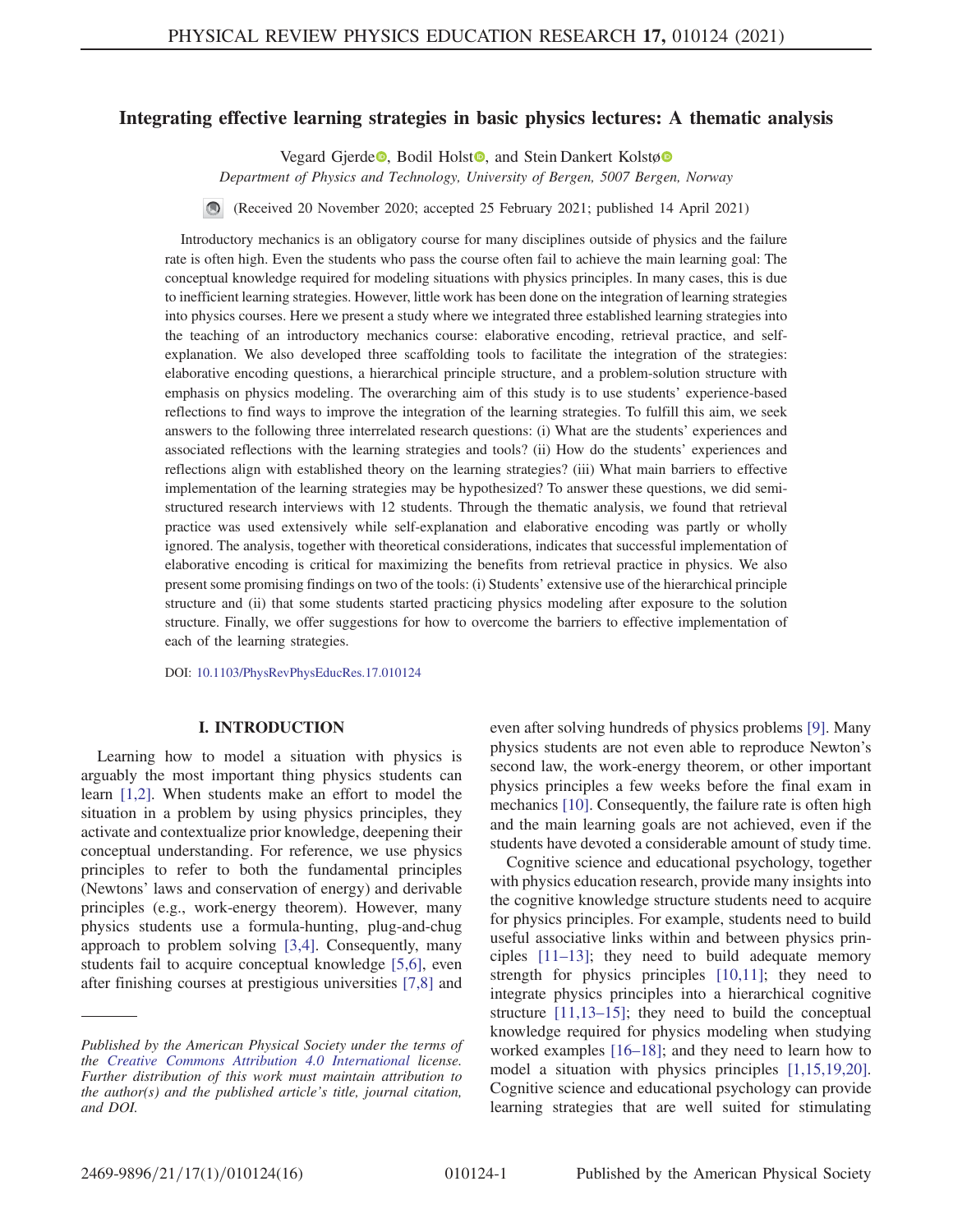# Integrating effective learning strategies in basic physics lectures: A thematic analysis

Vegard Gjerde, Bodil Holst, and Stein Dankert Kolstø

*Department of Physics and Technology, University of Bergen, 5007 Bergen, Norway*

(Received 20 November 2020; accepted 25 February 2021; published 14 April 2021)

Introductory mechanics is an obligatory course for many disciplines outside of physics and the failure rate is often high. Even the students who pass the course often fail to achieve the main learning goal: The conceptual knowledge required for modeling situations with physics principles. In many cases, this is due to inefficient learning strategies. However, little work has been done on the integration of learning strategies into physics courses. Here we present a study where we integrated three established learning strategies into the teaching of an introductory mechanics course: elaborative encoding, retrieval practice, and self-explanation. We also developed three scaffolding tools to facilitate the integration of the strategies: elaborative encoding questions, a hierarchical principle structure, and a problem-solution structure with emphasis on physics modeling. The overarching aim of this study is to use students' experience-based reflections to find ways to improve the integration of the learning strategies. To fulfill this aim, we seek answers to the following three interrelated research questions: (i) What are the students' experiences and associated reflections with the learning strategies and tools? (ii) How do the students' experiences and reflections align with established theory on the learning strategies? (iii) What main barriers to effective implementation of the learning strategies may be hypothesized? To answer these questions, we did semi-structured research interviews with 12 students. Through the thematic analysis, we found that retrieval practice was used extensively while self-explanation and elaborative encoding was partly or wholly ignored. The analysis, together with theoretical considerations, indicates that successful implementation of elaborative encoding is critical for maximizing the benefits from retrieval practice in physics. We also present some promising findings on two of the tools: (i) Students' extensive use of the hierarchical principle structure and (ii) that some students started practicing physics modeling after exposure to the solution structure. Finally, we offer suggestions for how to overcome the barriers to effective implementation of each of the learning strategies.

DOI: 10.1103/PhysRevPhysEducRes.17.010124

## I. INTRODUCTION

Learning how to model a situation with physics is arguably the most important thing physics students can learn [1,2]. When students make an effort to model the situation in a problem by using physics principles, they activate and contextualize prior knowledge, deepening their conceptual understanding. For reference, we use physics principles to refer to both the fundamental principles (Newtons' laws and conservation of energy) and derivable principles (e.g., work-energy theorem). However, many physics students use a formula-hunting, plug-and-chug approach to problem solving [3,4]. Consequently, many students fail to acquire conceptual knowledge [5,6], even after finishing courses at prestigious universities [7,8] and even after solving hundreds of physics problems [9]. Many physics students are not even able to reproduce Newton's second law, the work-energy theorem, or other important physics principles a few weeks before the final exam in mechanics [10]. Consequently, the failure rate is often high and the main learning goals are not achieved, even if the students have devoted a considerable amount of study time.

Cognitive science and educational psychology, together with physics education research, provide many insights into the cognitive knowledge structure students need to acquire for physics principles. For example, students need to build useful associative links within and between physics principles [11–13]; they need to build adequate memory strength for physics principles [10,11]; they need to integrate physics principles into a hierarchical cognitive structure [11,13–15]; they need to build the conceptual knowledge required for physics modeling when studying worked examples [16–18]; and they need to learn how to model a situation with physics principles [1,15,19,20]. Cognitive science and educational psychology can provide learning strategies that are well suited for stimulating

*Published by the American Physical Society under the terms of the Creative Commons Attribution 4.0 International license. Further distribution of this work must maintain attribution to the author(s) and the published article's title, journal citation, and DOI.*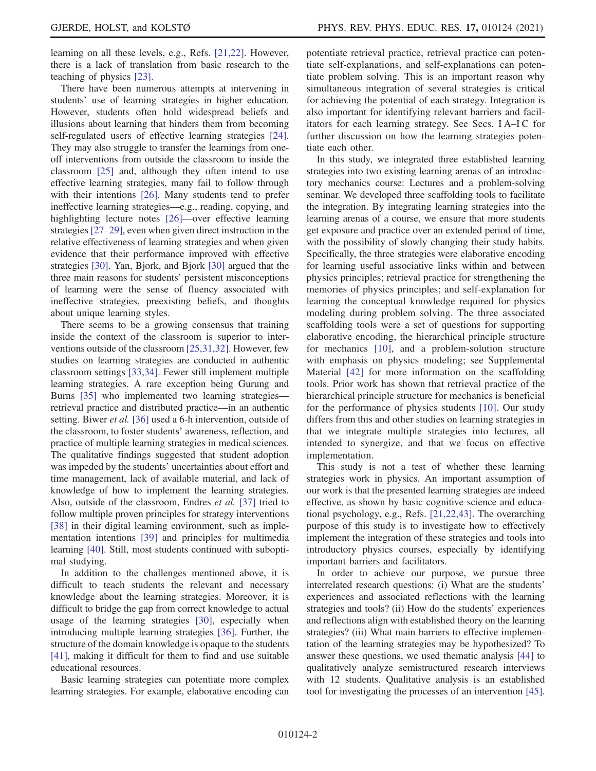learning on all these levels, e.g., Refs. [21,22]. However, there is a lack of translation from basic research to the teaching of physics [23].

There have been numerous attempts at intervening in students' use of learning strategies in higher education. However, students often hold widespread beliefs and illusions about learning that hinders them from becoming self-regulated users of effective learning strategies [24]. They may also struggle to transfer the learnings from one-off interventions from outside the classroom to inside the classroom [25] and, although they often intend to use effective learning strategies, many fail to follow through with their intentions [26]. Many students tend to prefer ineffective learning strategies—e.g., reading, copying, and highlighting lecture notes [26]—over effective learning strategies [27–29], even when given direct instruction in the relative effectiveness of learning strategies and when given evidence that their performance improved with effective strategies [30]. Yan, Bjork, and Bjork [30] argued that the three main reasons for students' persistent misconceptions of learning were the sense of fluency associated with ineffective strategies, preexisting beliefs, and thoughts about unique learning styles.

There seems to be a growing consensus that training inside the context of the classroom is superior to interventions outside of the classroom [25,31,32]. However, few studies on learning strategies are conducted in authentic classroom settings [33,34]. Fewer still implement multiple learning strategies. A rare exception being Gurung and Burns [35] who implemented two learning strategies—retrieval practice and distributed practice—in an authentic setting. Biwer *et al.* [36] used a 6-h intervention, outside of the classroom, to foster students' awareness, reflection, and practice of multiple learning strategies in medical sciences. The qualitative findings suggested that student adoption was impeded by the students' uncertainties about effort and time management, lack of available material, and lack of knowledge of how to implement the learning strategies. Also, outside of the classroom, Endres *et al.* [37] tried to follow multiple proven principles for strategy interventions [38] in their digital learning environment, such as implementation intentions [39] and principles for multimedia learning [40]. Still, most students continued with suboptimal studying.

In addition to the challenges mentioned above, it is difficult to teach students the relevant and necessary knowledge about the learning strategies. Moreover, it is difficult to bridge the gap from correct knowledge to actual usage of the learning strategies [30], especially when introducing multiple learning strategies [36]. Further, the structure of the domain knowledge is opaque to the students [41], making it difficult for them to find and use suitable educational resources.

Basic learning strategies can potentiate more complex learning strategies. For example, elaborative encoding can potentiate retrieval practice, retrieval practice can potentiate self-explanations, and self-explanations can potentiate problem solving. This is an important reason why simultaneous integration of several strategies is critical for achieving the potential of each strategy. Integration is also important for identifying relevant barriers and facilitators for each learning strategy. See Secs. I A–I C for further discussion on how the learning strategies potentiate each other.

In this study, we integrated three established learning strategies into two existing learning arenas of an introductory mechanics course: Lectures and a problem-solving seminar. We developed three scaffolding tools to facilitate the integration. By integrating learning strategies into the learning arenas of a course, we ensure that more students get exposure and practice over an extended period of time, with the possibility of slowly changing their study habits. Specifically, the three strategies were elaborative encoding for learning useful associative links within and between physics principles; retrieval practice for strengthening the memories of physics principles; and self-explanation for learning the conceptual knowledge required for physics modeling during problem solving. The three associated scaffolding tools were a set of questions for supporting elaborative encoding, the hierarchical principle structure for mechanics [10], and a problem-solution structure with emphasis on physics modeling; see Supplemental Material [42] for more information on the scaffolding tools. Prior work has shown that retrieval practice of the hierarchical principle structure for mechanics is beneficial for the performance of physics students [10]. Our study differs from this and other studies on learning strategies in that we integrate multiple strategies into lectures, all intended to synergize, and that we focus on effective implementation.

This study is not a test of whether these learning strategies work in physics. An important assumption of our work is that the presented learning strategies are indeed effective, as shown by basic cognitive science and educational psychology, e.g., Refs. [21,22,43]. The overarching purpose of this study is to investigate how to effectively implement the integration of these strategies and tools into introductory physics courses, especially by identifying important barriers and facilitators.

In order to achieve our purpose, we pursue three interrelated research questions: (i) What are the students' experiences and associated reflections with the learning strategies and tools? (ii) How do the students' experiences and reflections align with established theory on the learning strategies? (iii) What main barriers to effective implementation of the learning strategies may be hypothesized? To answer these questions, we used thematic analysis [44] to qualitatively analyze semistructured research interviews with 12 students. Qualitative analysis is an established tool for investigating the processes of an intervention [45].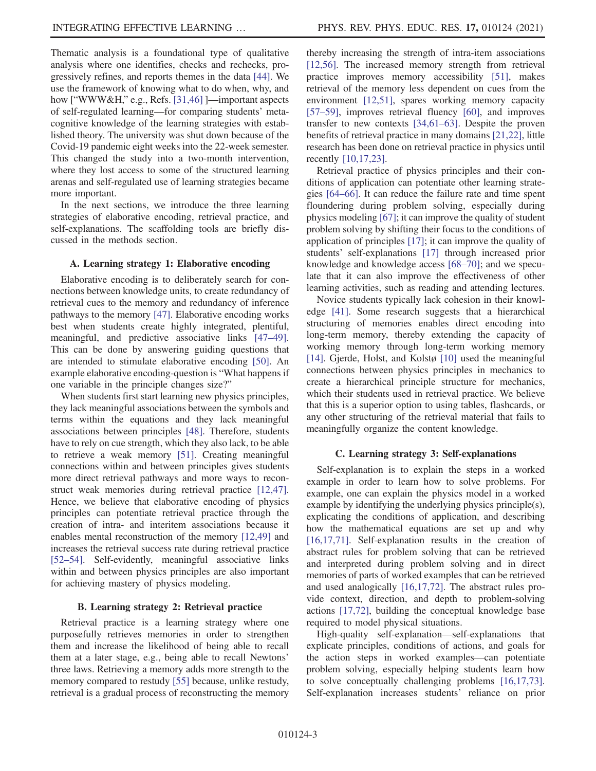Thematic analysis is a foundational type of qualitative analysis where one identifies, checks and rechecks, progressively refines, and reports themes in the data [44]. We use the framework of knowing what to do when, why, and how ["WWW&H," e.g., Refs. [31,46] ]—important aspects of self-regulated learning—for comparing students' metacognitive knowledge of the learning strategies with established theory. The university was shut down because of the Covid-19 pandemic eight weeks into the 22-week semester. This changed the study into a two-month intervention, where they lost access to some of the structured learning arenas and self-regulated use of learning strategies became more important.

In the next sections, we introduce the three learning strategies of elaborative encoding, retrieval practice, and self-explanations. The scaffolding tools are briefly discussed in the methods section.

### A. Learning strategy 1: Elaborative encoding

Elaborative encoding is to deliberately search for connections between knowledge units, to create redundancy of retrieval cues to the memory and redundancy of inference pathways to the memory [47]. Elaborative encoding works best when students create highly integrated, plentiful, meaningful, and predictive associative links [47–49]. This can be done by answering guiding questions that are intended to stimulate elaborative encoding [50]. An example elaborative encoding-question is "What happens if one variable in the principle changes size?"

When students first start learning new physics principles, they lack meaningful associations between the symbols and terms within the equations and they lack meaningful associations between principles [48]. Therefore, students have to rely on cue strength, which they also lack, to be able to retrieve a weak memory [51]. Creating meaningful connections within and between principles gives students more direct retrieval pathways and more ways to reconstruct weak memories during retrieval practice [12,47]. Hence, we believe that elaborative encoding of physics principles can potentiate retrieval practice through the creation of intra- and interitem associations because it enables mental reconstruction of the memory [12,49] and increases the retrieval success rate during retrieval practice [52–54]. Self-evidently, meaningful associative links within and between physics principles are also important for achieving mastery of physics modeling.

### B. Learning strategy 2: Retrieval practice

Retrieval practice is a learning strategy where one purposefully retrieves memories in order to strengthen them and increase the likelihood of being able to recall them at a later stage, e.g., being able to recall Newtons' three laws. Retrieving a memory adds more strength to the memory compared to restudy [55] because, unlike restudy, retrieval is a gradual process of reconstructing the memory thereby increasing the strength of intra-item associations [12,56]. The increased memory strength from retrieval practice improves memory accessibility [51], makes retrieval of the memory less dependent on cues from the environment [12,51], spares working memory capacity [57–59], improves retrieval fluency [60], and improves transfer to new contexts [34,61–63]. Despite the proven benefits of retrieval practice in many domains [21,22], little research has been done on retrieval practice in physics until recently [10,17,23].

Retrieval practice of physics principles and their conditions of application can potentiate other learning strategies [64–66]. It can reduce the failure rate and time spent floundering during problem solving, especially during physics modeling [67]; it can improve the quality of student problem solving by shifting their focus to the conditions of application of principles [17]; it can improve the quality of students' self-explanations [17] through increased prior knowledge and knowledge access [68–70]; and we speculate that it can also improve the effectiveness of other learning activities, such as reading and attending lectures.

Novice students typically lack cohesion in their knowledge [41]. Some research suggests that a hierarchical structuring of memories enables direct encoding into long-term memory, thereby extending the capacity of working memory through long-term working memory [14]. Gjerde, Holst, and Kolstø [10] used the meaningful connections between physics principles in mechanics to create a hierarchical principle structure for mechanics, which their students used in retrieval practice. We believe that this is a superior option to using tables, flashcards, or any other structuring of the retrieval material that fails to meaningfully organize the content knowledge.

### C. Learning strategy 3: Self-explanations

Self-explanation is to explain the steps in a worked example in order to learn how to solve problems. For example, one can explain the physics model in a worked example by identifying the underlying physics principle(s), explicating the conditions of application, and describing how the mathematical equations are set up and why [16,17,71]. Self-explanation results in the creation of abstract rules for problem solving that can be retrieved and interpreted during problem solving and in direct memories of parts of worked examples that can be retrieved and used analogically [16,17,72]. The abstract rules provide context, direction, and depth to problem-solving actions [17,72], building the conceptual knowledge base required to model physical situations.

High-quality self-explanation—self-explanations that explicate principles, conditions of actions, and goals for the action steps in worked examples—can potentiate problem solving, especially helping students learn how to solve conceptually challenging problems [16,17,73]. Self-explanation increases students' reliance on prior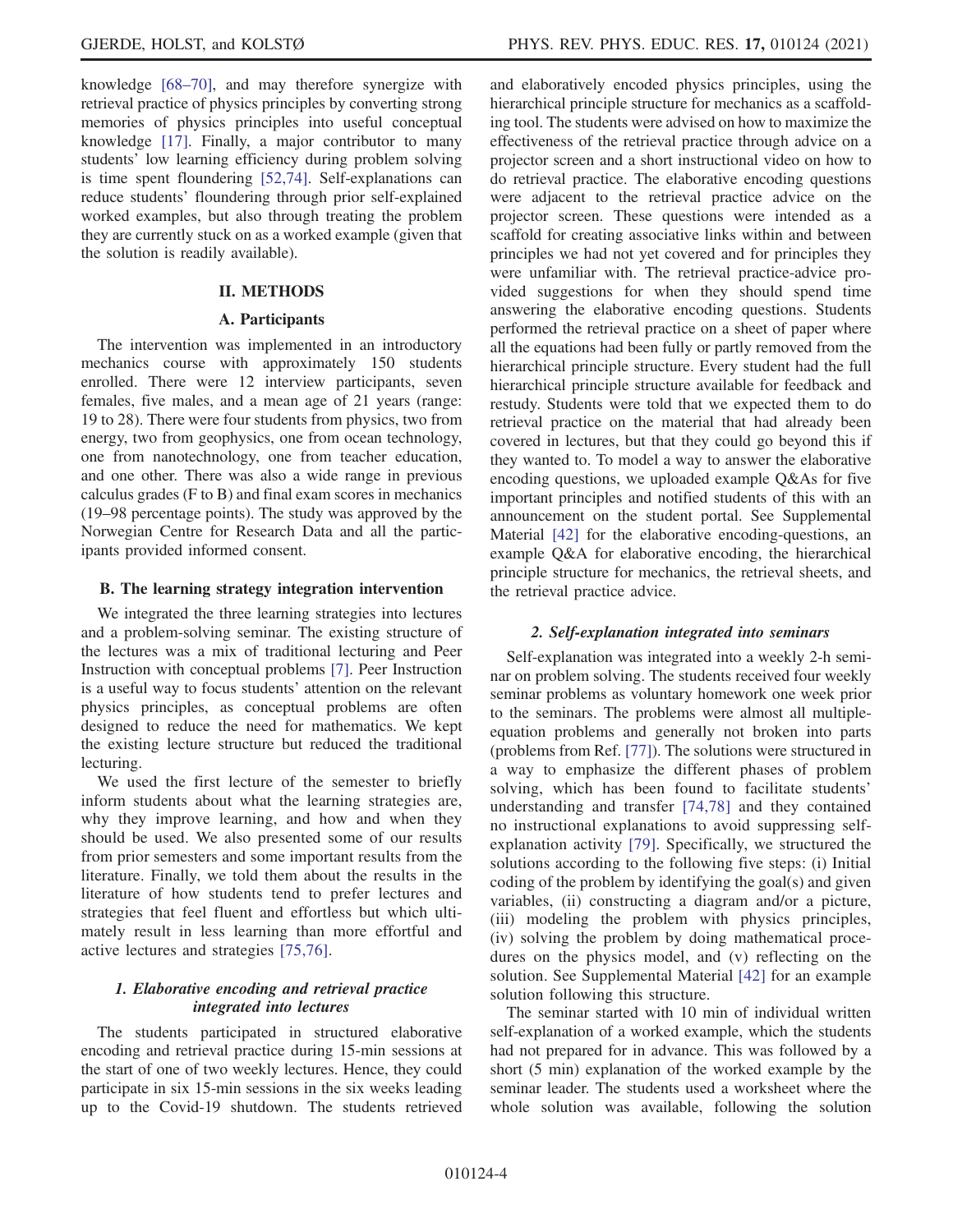knowledge [68–70], and may therefore synergize with retrieval practice of physics principles by converting strong memories of physics principles into useful conceptual knowledge [17]. Finally, a major contributor to many students' low learning efficiency during problem solving is time spent floundering [52,74]. Self-explanations can reduce students' floundering through prior self-explained worked examples, but also through treating the problem they are currently stuck on as a worked example (given that the solution is readily available).

## II. METHODS

### A. Participants

The intervention was implemented in an introductory mechanics course with approximately 150 students enrolled. There were 12 interview participants, seven females, five males, and a mean age of 21 years (range: 19 to 28). There were four students from physics, two from energy, two from geophysics, one from ocean technology, one from nanotechnology, one from teacher education, and one other. There was also a wide range in previous calculus grades (F to B) and final exam scores in mechanics (19–98 percentage points). The study was approved by the Norwegian Centre for Research Data and all the participants provided informed consent.

### B. The learning strategy integration intervention

We integrated the three learning strategies into lectures and a problem-solving seminar. The existing structure of the lectures was a mix of traditional lecturing and Peer Instruction with conceptual problems [7]. Peer Instruction is a useful way to focus students' attention on the relevant physics principles, as conceptual problems are often designed to reduce the need for mathematics. We kept the existing lecture structure but reduced the traditional lecturing.

We used the first lecture of the semester to briefly inform students about what the learning strategies are, why they improve learning, and how and when they should be used. We also presented some of our results from prior semesters and some important results from the literature. Finally, we told them about the results in the literature of how students tend to prefer lectures and strategies that feel fluent and effortless but which ultimately result in less learning than more effortful and active lectures and strategies [75,76].

#### *1. Elaborative encoding and retrieval practice integrated into lectures*

The students participated in structured elaborative encoding and retrieval practice during 15-min sessions at the start of one of two weekly lectures. Hence, they could participate in six 15-min sessions in the six weeks leading up to the Covid-19 shutdown. The students retrieved and elaboratively encoded physics principles, using the hierarchical principle structure for mechanics as a scaffolding tool. The students were advised on how to maximize the effectiveness of the retrieval practice through advice on a projector screen and a short instructional video on how to do retrieval practice. The elaborative encoding questions were adjacent to the retrieval practice advice on the projector screen. These questions were intended as a scaffold for creating associative links within and between principles we had not yet covered and for principles they were unfamiliar with. The retrieval practice-advice provided suggestions for when they should spend time answering the elaborative encoding questions. Students performed the retrieval practice on a sheet of paper where all the equations had been fully or partly removed from the hierarchical principle structure. Every student had the full hierarchical principle structure available for feedback and restudy. Students were told that we expected them to do retrieval practice on the material that had already been covered in lectures, but that they could go beyond this if they wanted to. To model a way to answer the elaborative encoding questions, we uploaded example Q&As for five important principles and notified students of this with an announcement on the student portal. See Supplemental Material [42] for the elaborative encoding-questions, an example Q&A for elaborative encoding, the hierarchical principle structure for mechanics, the retrieval sheets, and the retrieval practice advice.

#### *2. Self-explanation integrated into seminars*

Self-explanation was integrated into a weekly 2-h seminar on problem solving. The students received four weekly seminar problems as voluntary homework one week prior to the seminars. The problems were almost all multiple-equation problems and generally not broken into parts (problems from Ref. [77]). The solutions were structured in a way to emphasize the different phases of problem solving, which has been found to facilitate students' understanding and transfer [74,78] and they contained no instructional explanations to avoid suppressing self-explanation activity [79]. Specifically, we structured the solutions according to the following five steps: (i) Initial coding of the problem by identifying the goal(s) and given variables, (ii) constructing a diagram and/or a picture, (iii) modeling the problem with physics principles, (iv) solving the problem by doing mathematical procedures on the physics model, and (v) reflecting on the solution. See Supplemental Material [42] for an example solution following this structure.

The seminar started with 10 min of individual written self-explanation of a worked example, which the students had not prepared for in advance. This was followed by a short (5 min) explanation of the worked example by the seminar leader. The students used a worksheet where the whole solution was available, following the solution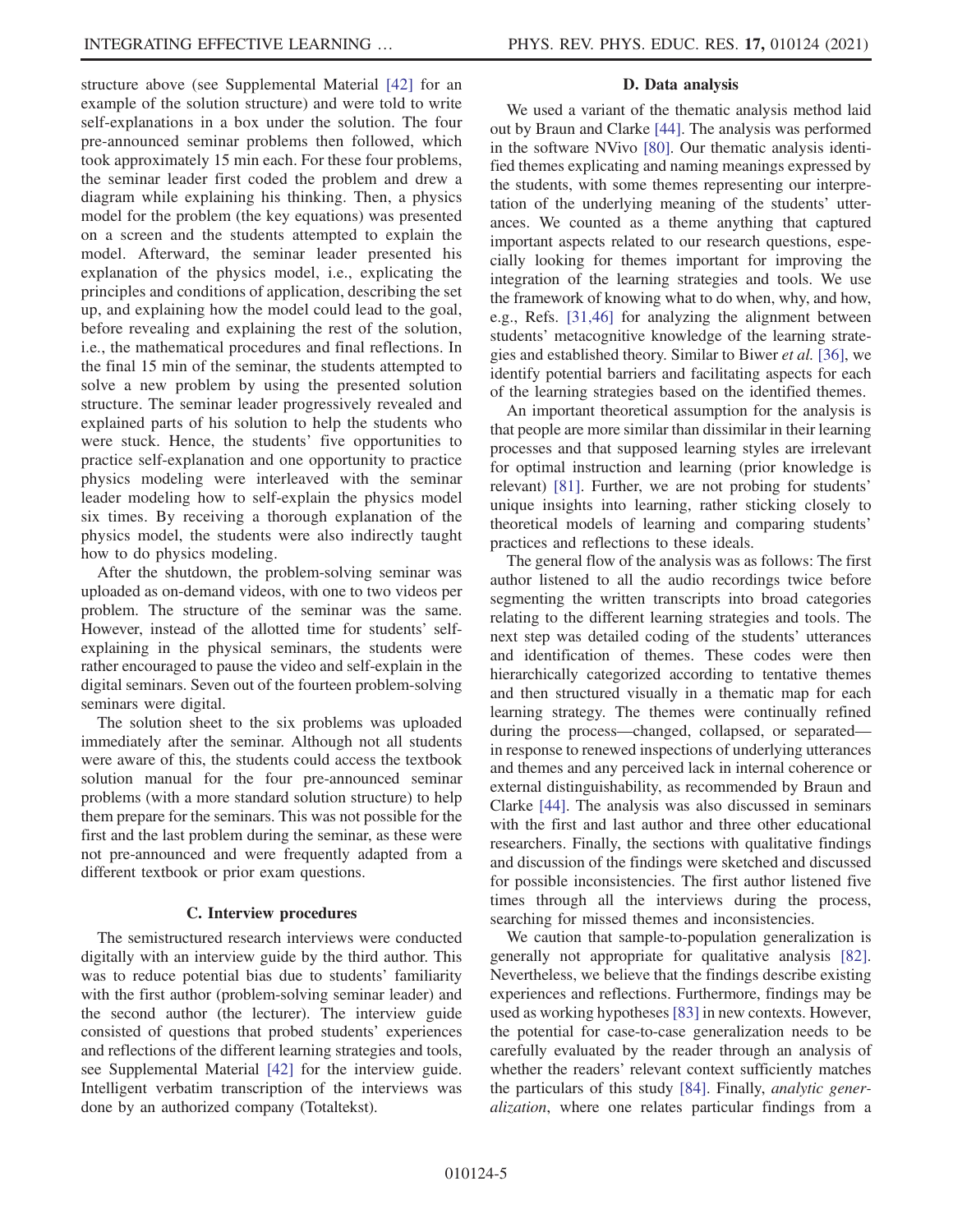structure above (see Supplemental Material [42] for an example of the solution structure) and were told to write self-explanations in a box under the solution. The four pre-announced seminar problems then followed, which took approximately 15 min each. For these four problems, the seminar leader first coded the problem and drew a diagram while explaining his thinking. Then, a physics model for the problem (the key equations) was presented on a screen and the students attempted to explain the model. Afterward, the seminar leader presented his explanation of the physics model, i.e., explicating the principles and conditions of application, describing the set up, and explaining how the model could lead to the goal, before revealing and explaining the rest of the solution, i.e., the mathematical procedures and final reflections. In the final 15 min of the seminar, the students attempted to solve a new problem by using the presented solution structure. The seminar leader progressively revealed and explained parts of his solution to help the students who were stuck. Hence, the students' five opportunities to practice self-explanation and one opportunity to practice physics modeling were interleaved with the seminar leader modeling how to self-explain the physics model six times. By receiving a thorough explanation of the physics model, the students were also indirectly taught how to do physics modeling.

After the shutdown, the problem-solving seminar was uploaded as on-demand videos, with one to two videos per problem. The structure of the seminar was the same. However, instead of the allotted time for students' self-explaining in the physical seminars, the students were rather encouraged to pause the video and self-explain in the digital seminars. Seven out of the fourteen problem-solving seminars were digital.

The solution sheet to the six problems was uploaded immediately after the seminar. Although not all students were aware of this, the students could access the textbook solution manual for the four pre-announced seminar problems (with a more standard solution structure) to help them prepare for the seminars. This was not possible for the first and the last problem during the seminar, as these were not pre-announced and were frequently adapted from a different textbook or prior exam questions.

### C. Interview procedures

The semistructured research interviews were conducted digitally with an interview guide by the third author. This was to reduce potential bias due to students' familiarity with the first author (problem-solving seminar leader) and the second author (the lecturer). The interview guide consisted of questions that probed students' experiences and reflections of the different learning strategies and tools, see Supplemental Material [42] for the interview guide. Intelligent verbatim transcription of the interviews was done by an authorized company (Totaltekst).

### D. Data analysis

We used a variant of the thematic analysis method laid out by Braun and Clarke [44]. The analysis was performed in the software NVivo [80]. Our thematic analysis identified themes explicating and naming meanings expressed by the students, with some themes representing our interpretation of the underlying meaning of the students' utterances. We counted as a theme anything that captured important aspects related to our research questions, especially looking for themes important for improving the integration of the learning strategies and tools. We use the framework of knowing what to do when, why, and how, e.g., Refs. [31,46] for analyzing the alignment between students' metacognitive knowledge of the learning strategies and established theory. Similar to Biwer *et al.* [36], we identify potential barriers and facilitating aspects for each of the learning strategies based on the identified themes.

An important theoretical assumption for the analysis is that people are more similar than dissimilar in their learning processes and that supposed learning styles are irrelevant for optimal instruction and learning (prior knowledge is relevant) [81]. Further, we are not probing for students' unique insights into learning, rather sticking closely to theoretical models of learning and comparing students' practices and reflections to these ideals.

The general flow of the analysis was as follows: The first author listened to all the audio recordings twice before segmenting the written transcripts into broad categories relating to the different learning strategies and tools. The next step was detailed coding of the students' utterances and identification of themes. These codes were then hierarchically categorized according to tentative themes and then structured visually in a thematic map for each learning strategy. The themes were continually refined during the process—changed, collapsed, or separated—in response to renewed inspections of underlying utterances and themes and any perceived lack in internal coherence or external distinguishability, as recommended by Braun and Clarke [44]. The analysis was also discussed in seminars with the first and last author and three other educational researchers. Finally, the sections with qualitative findings and discussion of the findings were sketched and discussed for possible inconsistencies. The first author listened five times through all the interviews during the process, searching for missed themes and inconsistencies.

We caution that sample-to-population generalization is generally not appropriate for qualitative analysis [82]. Nevertheless, we believe that the findings describe existing experiences and reflections. Furthermore, findings may be used as working hypotheses [83] in new contexts. However, the potential for case-to-case generalization needs to be carefully evaluated by the reader through an analysis of whether the readers' relevant context sufficiently matches the particulars of this study [84]. Finally, *analytic generalization*, where one relates particular findings from a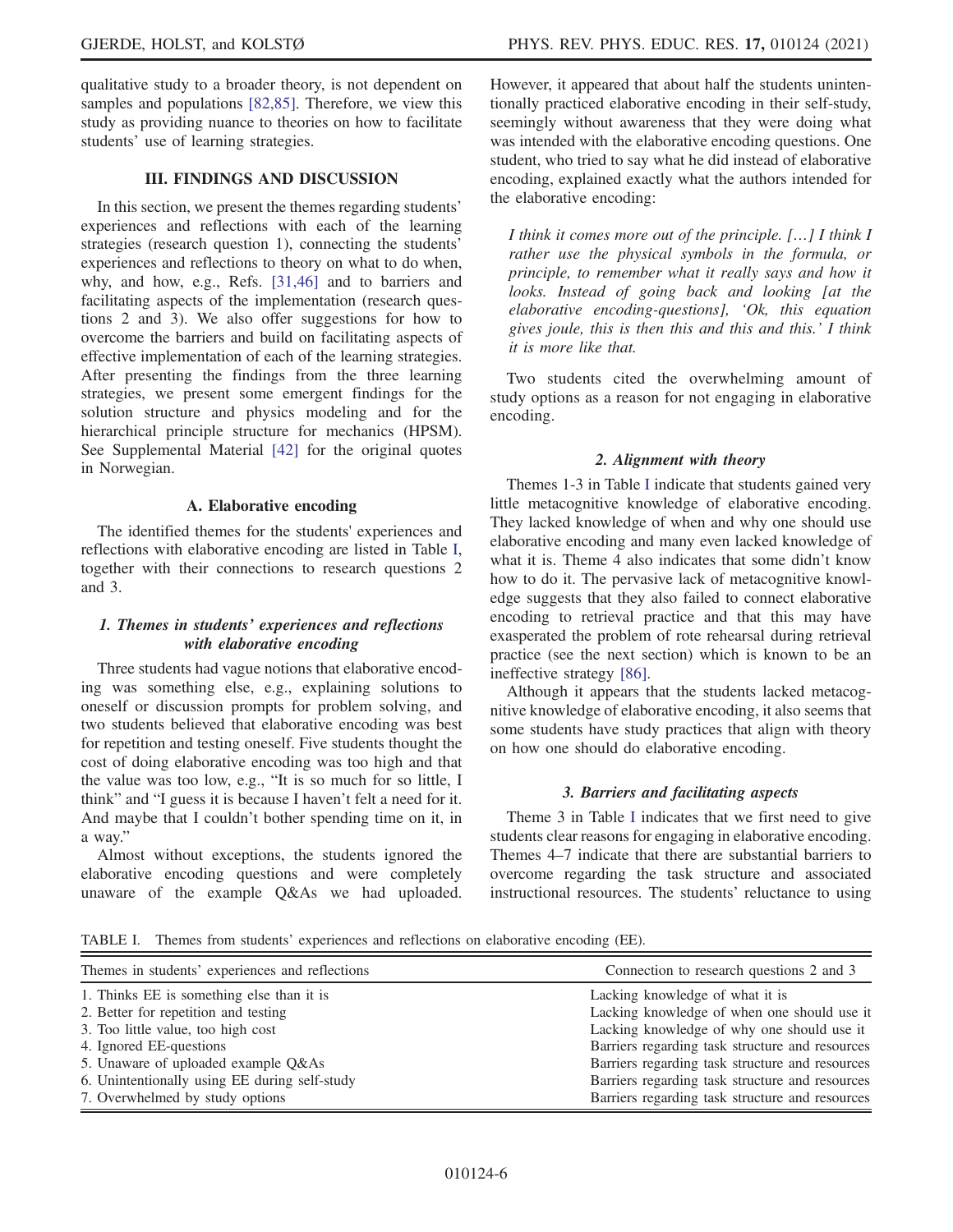qualitative study to a broader theory, is not dependent on samples and populations [82,85]. Therefore, we view this study as providing nuance to theories on how to facilitate students' use of learning strategies.

## III. FINDINGS AND DISCUSSION

In this section, we present the themes regarding students' experiences and reflections with each of the learning strategies (research question 1), connecting the students' experiences and reflections to theory on what to do when, why, and how, e.g., Refs. [31,46] and to barriers and facilitating aspects of the implementation (research questions 2 and 3). We also offer suggestions for how to overcome the barriers and build on facilitating aspects of effective implementation of each of the learning strategies. After presenting the findings from the three learning strategies, we present some emergent findings for the solution structure and physics modeling and for the hierarchical principle structure for mechanics (HPSM). See Supplemental Material [42] for the original quotes in Norwegian.

### A. Elaborative encoding

The identified themes for the students' experiences and reflections with elaborative encoding are listed in Table I, together with their connections to research questions 2 and 3.

#### 1. Themes in students' experiences and reflections with elaborative encoding

Three students had vague notions that elaborative encoding was something else, e.g., explaining solutions to oneself or discussion prompts for problem solving, and two students believed that elaborative encoding was best for repetition and testing oneself. Five students thought the cost of doing elaborative encoding was too high and that the value was too low, e.g., "It is so much for so little, I think" and "I guess it is because I haven't felt a need for it. And maybe that I couldn't bother spending time on it, in a way."

Almost without exceptions, the students ignored the elaborative encoding questions and were completely unaware of the example Q&As we had uploaded. However, it appeared that about half the students unintentionally practiced elaborative encoding in their self-study, seemingly without awareness that they were doing what was intended with the elaborative encoding questions. One student, who tried to say what he did instead of elaborative encoding, explained exactly what the authors intended for the elaborative encoding:

> *I think it comes more out of the principle. […] I think I rather use the physical symbols in the formula, or principle, to remember what it really says and how it looks. Instead of going back and looking [at the elaborative encoding-questions], 'Ok, this equation gives joule, this is then this and this and this.' I think it is more like that.*

Two students cited the overwhelming amount of study options as a reason for not engaging in elaborative encoding.

#### 2. Alignment with theory

Themes 1-3 in Table I indicate that students gained very little metacognitive knowledge of elaborative encoding. They lacked knowledge of when and why one should use elaborative encoding and many even lacked knowledge of what it is. Theme 4 also indicates that some didn't know how to do it. The pervasive lack of metacognitive knowledge suggests that they also failed to connect elaborative encoding to retrieval practice and that this may have exasperated the problem of rote rehearsal during retrieval practice (see the next section) which is known to be an ineffective strategy [86].

Although it appears that the students lacked metacognitive knowledge of elaborative encoding, it also seems that some students have study practices that align with theory on how one should do elaborative encoding.

#### 3. Barriers and facilitating aspects

Theme 3 in Table I indicates that we first need to give students clear reasons for engaging in elaborative encoding. Themes 4–7 indicate that there are substantial barriers to overcome regarding the task structure and associated instructional resources. The students' reluctance to using

TABLE I. Themes from students' experiences and reflections on elaborative encoding (EE).

| Themes in students' experiences and reflections | Connection to research questions 2 and 3 |
| --- | --- |
| 1. Thinks EE is something else than it is | Lacking knowledge of what it is |
| 2. Better for repetition and testing | Lacking knowledge of when one should use it |
| 3. Too little value, too high cost | Lacking knowledge of why one should use it |
| 4. Ignored EE-questions | Barriers regarding task structure and resources |
| 5. Unaware of uploaded example Q&As | Barriers regarding task structure and resources |
| 6. Unintentionally using EE during self-study | Barriers regarding task structure and resources |
| 7. Overwhelmed by study options | Barriers regarding task structure and resources |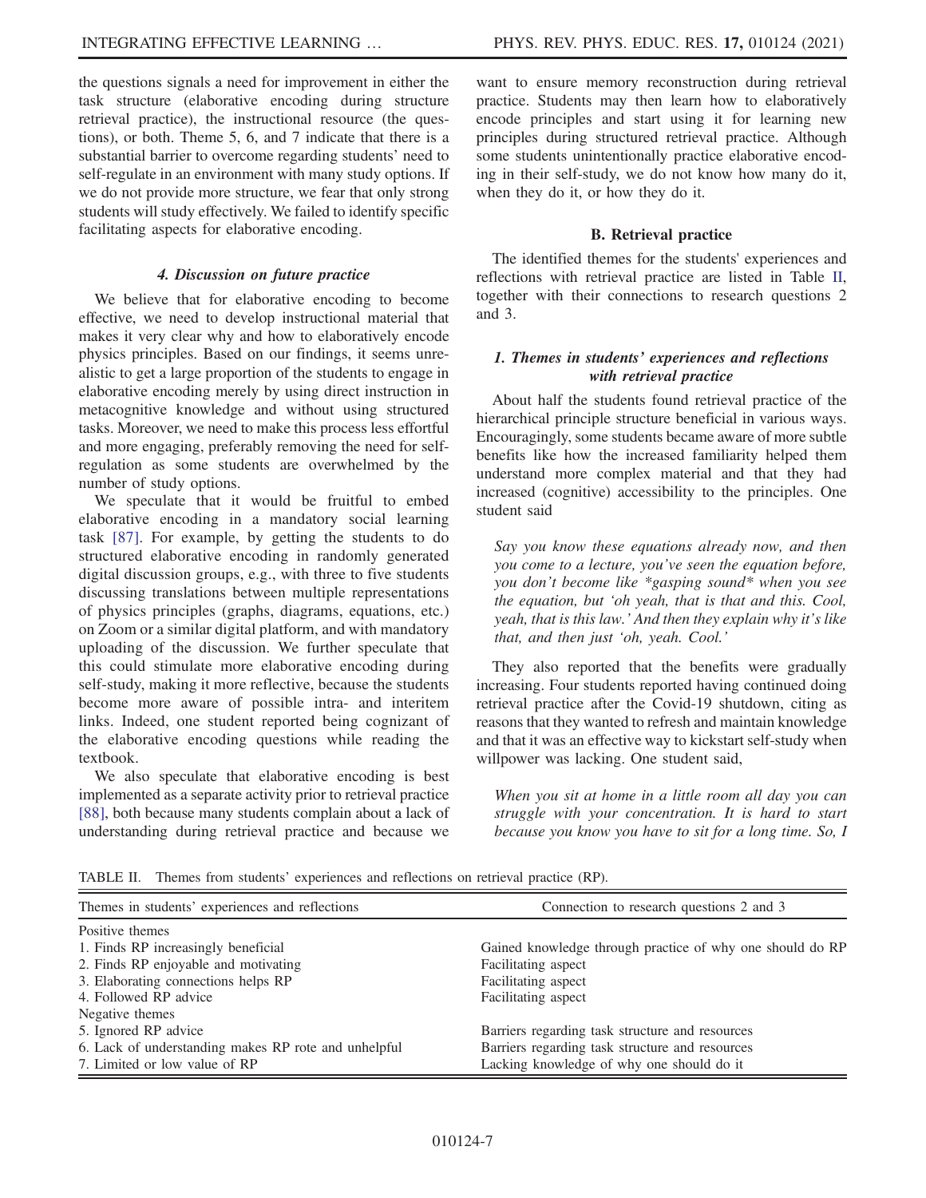the questions signals a need for improvement in either the task structure (elaborative encoding during structure retrieval practice), the instructional resource (the questions), or both. Theme 5, 6, and 7 indicate that there is a substantial barrier to overcome regarding students' need to self-regulate in an environment with many study options. If we do not provide more structure, we fear that only strong students will study effectively. We failed to identify specific facilitating aspects for elaborative encoding.

#### 4. Discussion on future practice

We believe that for elaborative encoding to become effective, we need to develop instructional material that makes it very clear why and how to elaboratively encode physics principles. Based on our findings, it seems unrealistic to get a large proportion of the students to engage in elaborative encoding merely by using direct instruction in metacognitive knowledge and without using structured tasks. Moreover, we need to make this process less effortful and more engaging, preferably removing the need for self-regulation as some students are overwhelmed by the number of study options.

We speculate that it would be fruitful to embed elaborative encoding in a mandatory social learning task [87]. For example, by getting the students to do structured elaborative encoding in randomly generated digital discussion groups, e.g., with three to five students discussing translations between multiple representations of physics principles (graphs, diagrams, equations, etc.) on Zoom or a similar digital platform, and with mandatory uploading of the discussion. We further speculate that this could stimulate more elaborative encoding during self-study, making it more reflective, because the students become more aware of possible intra- and interitem links. Indeed, one student reported being cognizant of the elaborative encoding questions while reading the textbook.

We also speculate that elaborative encoding is best implemented as a separate activity prior to retrieval practice [88], both because many students complain about a lack of understanding during retrieval practice and because we want to ensure memory reconstruction during retrieval practice. Students may then learn how to elaboratively encode principles and start using it for learning new principles during structured retrieval practice. Although some students unintentionally practice elaborative encoding in their self-study, we do not know how many do it, when they do it, or how they do it.

### B. Retrieval practice

The identified themes for the students' experiences and reflections with retrieval practice are listed in Table II, together with their connections to research questions 2 and 3.

#### 1. Themes in students' experiences and reflections with retrieval practice

About half the students found retrieval practice of the hierarchical principle structure beneficial in various ways. Encouragingly, some students became aware of more subtle benefits like how the increased familiarity helped them understand more complex material and that they had increased (cognitive) accessibility to the principles. One student said

> *Say you know these equations already now, and then you come to a lecture, you've seen the equation before, you don't become like \*gasping sound\* when you see the equation, but 'oh yeah, that is that and this. Cool, yeah, that is this law.' And then they explain why it's like that, and then just 'oh, yeah. Cool.'*

They also reported that the benefits were gradually increasing. Four students reported having continued doing retrieval practice after the Covid-19 shutdown, citing as reasons that they wanted to refresh and maintain knowledge and that it was an effective way to kickstart self-study when willpower was lacking. One student said,

> *When you sit at home in a little room all day you can struggle with your concentration. It is hard to start because you know you have to sit for a long time. So, I*

TABLE II. Themes from students' experiences and reflections on retrieval practice (RP).

| Themes in students' experiences and reflections | Connection to research questions 2 and 3 |
| --- | --- |
| Positive themes | |
| 1. Finds RP increasingly beneficial | Gained knowledge through practice of why one should do RP |
| 2. Finds RP enjoyable and motivating | Facilitating aspect |
| 3. Elaborating connections helps RP | Facilitating aspect |
| 4. Followed RP advice | Facilitating aspect |
| Negative themes | |
| 5. Ignored RP advice | Barriers regarding task structure and resources |
| 6. Lack of understanding makes RP rote and unhelpful | Barriers regarding task structure and resources |
| 7. Limited or low value of RP | Lacking knowledge of why one should do it |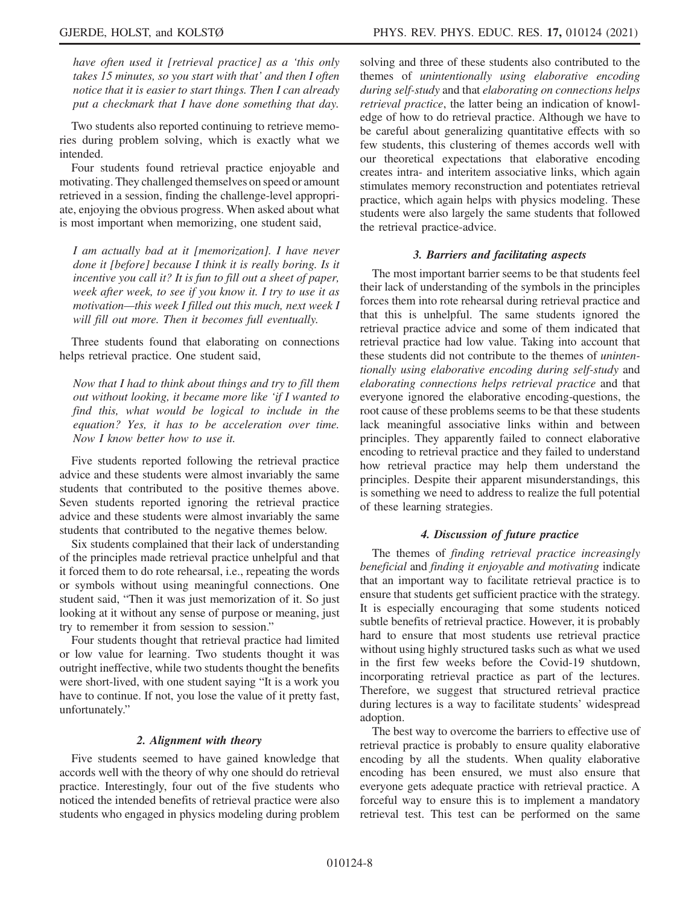*have often used it [retrieval practice] as a 'this only takes 15 minutes, so you start with that' and then I often notice that it is easier to start things. Then I can already put a checkmark that I have done something that day.*

Two students also reported continuing to retrieve memories during problem solving, which is exactly what we intended.

Four students found retrieval practice enjoyable and motivating. They challenged themselves on speed or amount retrieved in a session, finding the challenge-level appropriate, enjoying the obvious progress. When asked about what is most important when memorizing, one student said,

*I am actually bad at it [memorization]. I have never done it [before] because I think it is really boring. Is it incentive you call it? It is fun to fill out a sheet of paper, week after week, to see if you know it. I try to use it as motivation—this week I filled out this much, next week I will fill out more. Then it becomes full eventually.*

Three students found that elaborating on connections helps retrieval practice. One student said,

*Now that I had to think about things and try to fill them out without looking, it became more like 'if I wanted to find this, what would be logical to include in the equation? Yes, it has to be acceleration over time. Now I know better how to use it.*

Five students reported following the retrieval practice advice and these students were almost invariably the same students that contributed to the positive themes above. Seven students reported ignoring the retrieval practice advice and these students were almost invariably the same students that contributed to the negative themes below.

Six students complained that their lack of understanding of the principles made retrieval practice unhelpful and that it forced them to do rote rehearsal, i.e., repeating the words or symbols without using meaningful connections. One student said, "Then it was just memorization of it. So just looking at it without any sense of purpose or meaning, just try to remember it from session to session."

Four students thought that retrieval practice had limited or low value for learning. Two students thought it was outright ineffective, while two students thought the benefits were short-lived, with one student saying "It is a work you have to continue. If not, you lose the value of it pretty fast, unfortunately."

#### 2. Alignment with theory

Five students seemed to have gained knowledge that accords well with the theory of why one should do retrieval practice. Interestingly, four out of the five students who noticed the intended benefits of retrieval practice were also students who engaged in physics modeling during problem solving and three of these students also contributed to the themes of *unintentionally using elaborative encoding during self-study* and that *elaborating on connections helps retrieval practice*, the latter being an indication of knowledge of how to do retrieval practice. Although we have to be careful about generalizing quantitative effects with so few students, this clustering of themes accords well with our theoretical expectations that elaborative encoding creates intra- and interitem associative links, which again stimulates memory reconstruction and potentiates retrieval practice, which again helps with physics modeling. These students were also largely the same students that followed the retrieval practice-advice.

#### 3. Barriers and facilitating aspects

The most important barrier seems to be that students feel their lack of understanding of the symbols in the principles forces them into rote rehearsal during retrieval practice and that this is unhelpful. The same students ignored the retrieval practice advice and some of them indicated that retrieval practice had low value. Taking into account that these students did not contribute to the themes of *unintentionally using elaborative encoding during self-study* and *elaborating connections helps retrieval practice* and that everyone ignored the elaborative encoding-questions, the root cause of these problems seems to be that these students lack meaningful associative links within and between principles. They apparently failed to connect elaborative encoding to retrieval practice and they failed to understand how retrieval practice may help them understand the principles. Despite their apparent misunderstandings, this is something we need to address to realize the full potential of these learning strategies.

#### 4. Discussion of future practice

The themes of *finding retrieval practice increasingly beneficial* and *finding it enjoyable and motivating* indicate that an important way to facilitate retrieval practice is to ensure that students get sufficient practice with the strategy. It is especially encouraging that some students noticed subtle benefits of retrieval practice. However, it is probably hard to ensure that most students use retrieval practice without using highly structured tasks such as what we used in the first few weeks before the Covid-19 shutdown, incorporating retrieval practice as part of the lectures. Therefore, we suggest that structured retrieval practice during lectures is a way to facilitate students' widespread adoption.

The best way to overcome the barriers to effective use of retrieval practice is probably to ensure quality elaborative encoding by all the students. When quality elaborative encoding has been ensured, we must also ensure that everyone gets adequate practice with retrieval practice. A forceful way to ensure this is to implement a mandatory retrieval test. This test can be performed on the same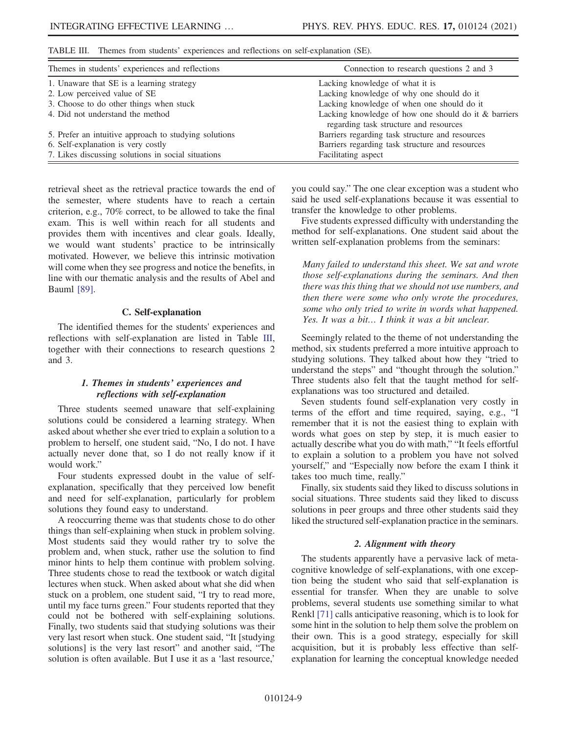TABLE III. Themes from students' experiences and reflections on self-explanation (SE).

| Themes in students' experiences and reflections | Connection to research questions 2 and 3 |
| --- | --- |
| 1. Unaware that SE is a learning strategy | Lacking knowledge of what it is |
| 2. Low perceived value of SE | Lacking knowledge of why one should do it |
| 3. Choose to do other things when stuck | Lacking knowledge of when one should do it |
| 4. Did not understand the method | Lacking knowledge of how one should do it & barriers regarding task structure and resources |
| 5. Prefer an intuitive approach to studying solutions | Barriers regarding task structure and resources |
| 6. Self-explanation is very costly | Barriers regarding task structure and resources |
| 7. Likes discussing solutions in social situations | Facilitating aspect |

retrieval sheet as the retrieval practice towards the end of the semester, where students have to reach a certain criterion, e.g., 70% correct, to be allowed to take the final exam. This is well within reach for all students and provides them with incentives and clear goals. Ideally, we would want students' practice to be intrinsically motivated. However, we believe this intrinsic motivation will come when they see progress and notice the benefits, in line with our thematic analysis and the results of Abel and Bauml [89].

### C. Self-explanation

The identified themes for the students' experiences and reflections with self-explanation are listed in Table III, together with their connections to research questions 2 and 3.

#### 1. Themes in students' experiences and reflections with self-explanation

Three students seemed unaware that self-explaining solutions could be considered a learning strategy. When asked about whether she ever tried to explain a solution to a problem to herself, one student said, "No, I do not. I have actually never done that, so I do not really know if it would work."

Four students expressed doubt in the value of self-explanation, specifically that they perceived low benefit and need for self-explanation, particularly for problem solutions they found easy to understand.

A reoccurring theme was that students chose to do other things than self-explaining when stuck in problem solving. Most students said they would rather try to solve the problem and, when stuck, rather use the solution to find minor hints to help them continue with problem solving. Three students chose to read the textbook or watch digital lectures when stuck. When asked about what she did when stuck on a problem, one student said, "I try to read more, until my face turns green." Four students reported that they could not be bothered with self-explaining solutions. Finally, two students said that studying solutions was their very last resort when stuck. One student said, "It [studying solutions] is the very last resort" and another said, "The solution is often available. But I use it as a 'last resource,' you could say." The one clear exception was a student who said he used self-explanations because it was essential to transfer the knowledge to other problems.

Five students expressed difficulty with understanding the method for self-explanations. One student said about the written self-explanation problems from the seminars:

> *Many failed to understand this sheet. We sat and wrote those self-explanations during the seminars. And then there was this thing that we should not use numbers, and then there were some who only wrote the procedures, some who only tried to write in words what happened. Yes. It was a bit… I think it was a bit unclear.*

Seemingly related to the theme of not understanding the method, six students preferred a more intuitive approach to studying solutions. They talked about how they "tried to understand the steps" and "thought through the solution." Three students also felt that the taught method for self-explanations was too structured and detailed.

Seven students found self-explanation very costly in terms of the effort and time required, saying, e.g., "I remember that it is not the easiest thing to explain with words what goes on step by step, it is much easier to actually describe what you do with math," "It feels effortful to explain a solution to a problem you have not solved yourself," and "Especially now before the exam I think it takes too much time, really."

Finally, six students said they liked to discuss solutions in social situations. Three students said they liked to discuss solutions in peer groups and three other students said they liked the structured self-explanation practice in the seminars.

#### 2. Alignment with theory

The students apparently have a pervasive lack of metacognitive knowledge of self-explanations, with one exception being the student who said that self-explanation is essential for transfer. When they are unable to solve problems, several students use something similar to what Renkl [71] calls anticipative reasoning, which is to look for some hint in the solution to help them solve the problem on their own. This is a good strategy, especially for skill acquisition, but it is probably less effective than self-explanation for learning the conceptual knowledge needed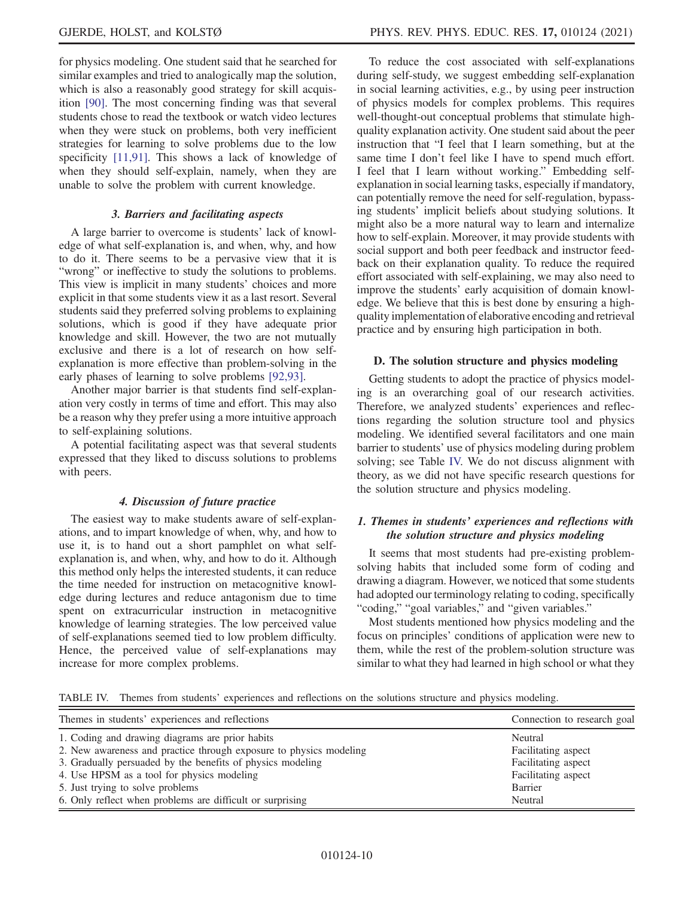for physics modeling. One student said that he searched for similar examples and tried to analogically map the solution, which is also a reasonably good strategy for skill acquisition [90]. The most concerning finding was that several students chose to read the textbook or watch video lectures when they were stuck on problems, both very inefficient strategies for learning to solve problems due to the low specificity [11,91]. This shows a lack of knowledge of when they should self-explain, namely, when they are unable to solve the problem with current knowledge.

#### *3. Barriers and facilitating aspects*

A large barrier to overcome is students' lack of knowledge of what self-explanation is, and when, why, and how to do it. There seems to be a pervasive view that it is "wrong" or ineffective to study the solutions to problems. This view is implicit in many students' choices and more explicit in that some students view it as a last resort. Several students said they preferred solving problems to explaining solutions, which is good if they have adequate prior knowledge and skill. However, the two are not mutually exclusive and there is a lot of research on how self-explanation is more effective than problem-solving in the early phases of learning to solve problems [92,93].

Another major barrier is that students find self-explanation very costly in terms of time and effort. This may also be a reason why they prefer using a more intuitive approach to self-explaining solutions.

A potential facilitating aspect was that several students expressed that they liked to discuss solutions to problems with peers.

#### *4. Discussion of future practice*

The easiest way to make students aware of self-explanations, and to impart knowledge of when, why, and how to use it, is to hand out a short pamphlet on what self-explanation is, and when, why, and how to do it. Although this method only helps the interested students, it can reduce the time needed for instruction on metacognitive knowledge during lectures and reduce antagonism due to time spent on extracurricular instruction in metacognitive knowledge of learning strategies. The low perceived value of self-explanations seemed tied to low problem difficulty. Hence, the perceived value of self-explanations may increase for more complex problems.

To reduce the cost associated with self-explanations during self-study, we suggest embedding self-explanation in social learning activities, e.g., by using peer instruction of physics models for complex problems. This requires well-thought-out conceptual problems that stimulate high-quality explanation activity. One student said about the peer instruction that "I feel that I learn something, but at the same time I don't feel like I have to spend much effort. I feel that I learn without working." Embedding self-explanation in social learning tasks, especially if mandatory, can potentially remove the need for self-regulation, bypassing students' implicit beliefs about studying solutions. It might also be a more natural way to learn and internalize how to self-explain. Moreover, it may provide students with social support and both peer feedback and instructor feedback on their explanation quality. To reduce the required effort associated with self-explaining, we may also need to improve the students' early acquisition of domain knowledge. We believe that this is best done by ensuring a high-quality implementation of elaborative encoding and retrieval practice and by ensuring high participation in both.

### D. The solution structure and physics modeling

Getting students to adopt the practice of physics modeling is an overarching goal of our research activities. Therefore, we analyzed students' experiences and reflections regarding the solution structure tool and physics modeling. We identified several facilitators and one main barrier to students' use of physics modeling during problem solving; see Table IV. We do not discuss alignment with theory, as we did not have specific research questions for the solution structure and physics modeling.

#### *1. Themes in students' experiences and reflections with the solution structure and physics modeling*

It seems that most students had pre-existing problem-solving habits that included some form of coding and drawing a diagram. However, we noticed that some students had adopted our terminology relating to coding, specifically "coding," "goal variables," and "given variables."

Most students mentioned how physics modeling and the focus on principles' conditions of application were new to them, while the rest of the problem-solution structure was similar to what they had learned in high school or what they

TABLE IV. Themes from students' experiences and reflections on the solutions structure and physics modeling.

| Themes in students' experiences and reflections | Connection to research goal |
|---|---|
| 1. Coding and drawing diagrams are prior habits | Neutral |
| 2. New awareness and practice through exposure to physics modeling | Facilitating aspect |
| 3. Gradually persuaded by the benefits of physics modeling | Facilitating aspect |
| 4. Use HPSM as a tool for physics modeling | Facilitating aspect |
| 5. Just trying to solve problems | Barrier |
| 6. Only reflect when problems are difficult or surprising | Neutral |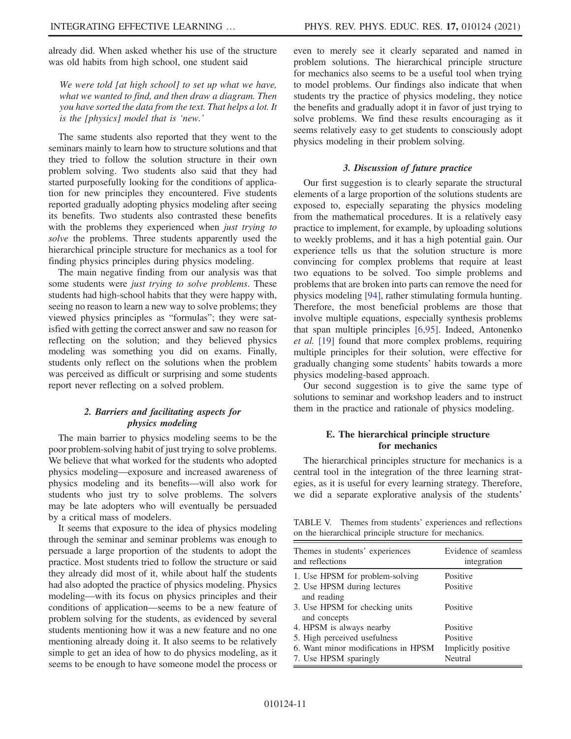already did. When asked whether his use of the structure was old habits from high school, one student said

> *We were told [at high school] to set up what we have, what we wanted to find, and then draw a diagram. Then you have sorted the data from the text. That helps a lot. It is the [physics] model that is 'new.'*

The same students also reported that they went to the seminars mainly to learn how to structure solutions and that they tried to follow the solution structure in their own problem solving. Two students also said that they had started purposefully looking for the conditions of application for new principles they encountered. Five students reported gradually adopting physics modeling after seeing its benefits. Two students also contrasted these benefits with the problems they experienced when *just trying to solve* the problems. Three students apparently used the hierarchical principle structure for mechanics as a tool for finding physics principles during physics modeling.

The main negative finding from our analysis was that some students were *just trying to solve problems*. These students had high-school habits that they were happy with, seeing no reason to learn a new way to solve problems; they viewed physics principles as "formulas"; they were satisfied with getting the correct answer and saw no reason for reflecting on the solution; and they believed physics modeling was something you did on exams. Finally, students only reflect on the solutions when the problem was perceived as difficult or surprising and some students report never reflecting on a solved problem.

#### 2. Barriers and facilitating aspects for physics modeling

The main barrier to physics modeling seems to be the poor problem-solving habit of just trying to solve problems. We believe that what worked for the students who adopted physics modeling—exposure and increased awareness of physics modeling and its benefits—will also work for students who just try to solve problems. The solvers may be late adopters who will eventually be persuaded by a critical mass of modelers.

It seems that exposure to the idea of physics modeling through the seminar and seminar problems was enough to persuade a large proportion of the students to adopt the practice. Most students tried to follow the structure or said they already did most of it, while about half the students had also adopted the practice of physics modeling. Physics modeling—with its focus on physics principles and their conditions of application—seems to be a new feature of problem solving for the students, as evidenced by several students mentioning how it was a new feature and no one mentioning already doing it. It also seems to be relatively simple to get an idea of how to do physics modeling, as it seems to be enough to have someone model the process or even to merely see it clearly separated and named in problem solutions. The hierarchical principle structure for mechanics also seems to be a useful tool when trying to model problems. Our findings also indicate that when students try the practice of physics modeling, they notice the benefits and gradually adopt it in favor of just trying to solve problems. We find these results encouraging as it seems relatively easy to get students to consciously adopt physics modeling in their problem solving.

#### 3. Discussion of future practice

Our first suggestion is to clearly separate the structural elements of a large proportion of the solutions students are exposed to, especially separating the physics modeling from the mathematical procedures. It is a relatively easy practice to implement, for example, by uploading solutions to weekly problems, and it has a high potential gain. Our experience tells us that the solution structure is more convincing for complex problems that require at least two equations to be solved. Too simple problems and problems that are broken into parts can remove the need for physics modeling [94], rather stimulating formula hunting. Therefore, the most beneficial problems are those that involve multiple equations, especially synthesis problems that span multiple principles [6,95]. Indeed, Antonenko *et al.* [19] found that more complex problems, requiring multiple principles for their solution, were effective for gradually changing some students' habits towards a more physics modeling-based approach.

Our second suggestion is to give the same type of solutions to seminar and workshop leaders and to instruct them in the practice and rationale of physics modeling.

### E. The hierarchical principle structure for mechanics

The hierarchical principles structure for mechanics is a central tool in the integration of the three learning strategies, as it is useful for every learning strategy. Therefore, we did a separate explorative analysis of the students'

TABLE V. Themes from students' experiences and reflections on the hierarchical principle structure for mechanics.

| Themes in students' experiences and reflections | Evidence of seamless integration |
|---|---|
| 1. Use HPSM for problem-solving | Positive |
| 2. Use HPSM during lectures and reading | Positive |
| 3. Use HPSM for checking units and concepts | Positive |
| 4. HPSM is always nearby | Positive |
| 5. High perceived usefulness | Positive |
| 6. Want minor modifications in HPSM | Implicitly positive |
| 7. Use HPSM sparingly | Neutral |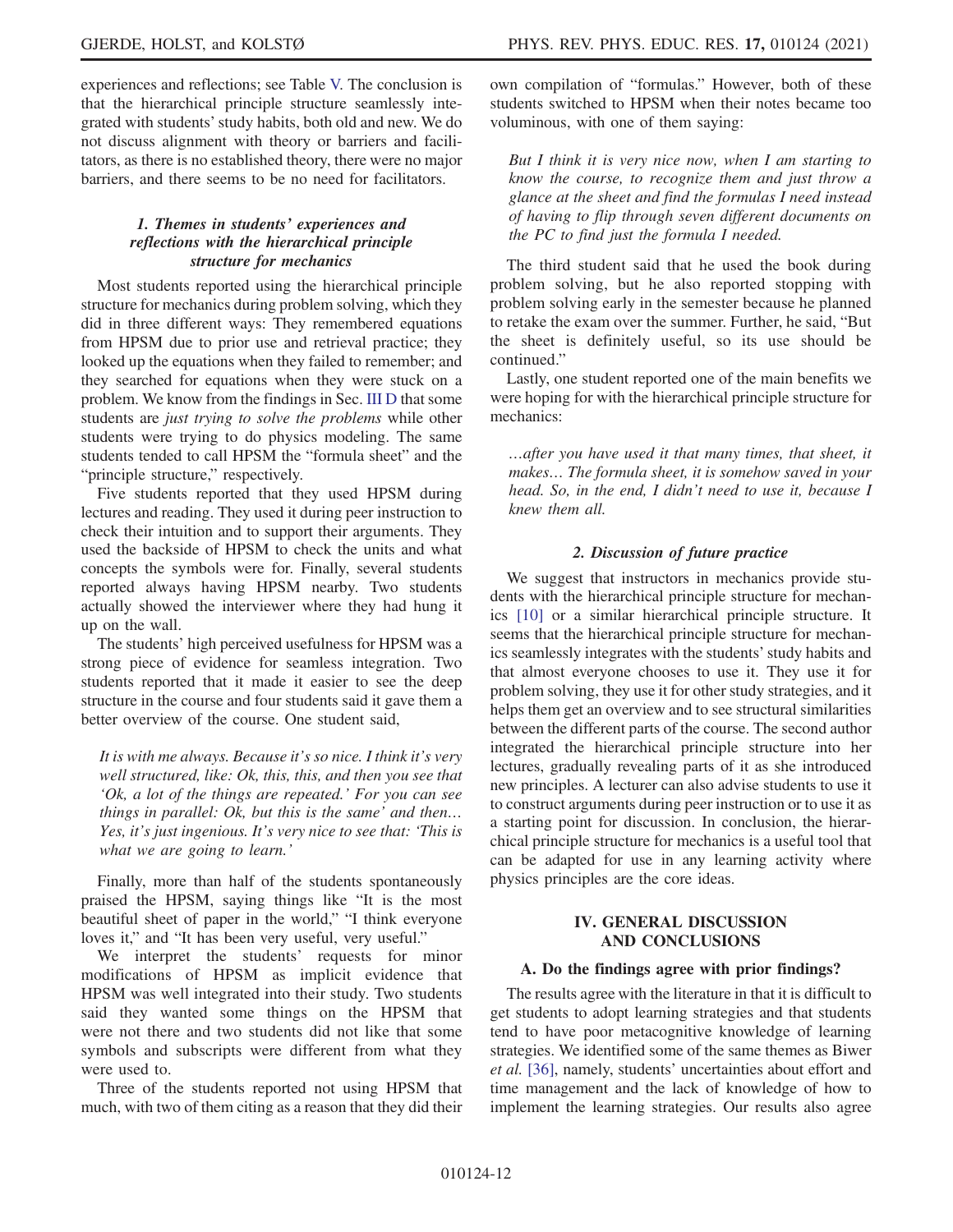experiences and reflections; see Table V. The conclusion is that the hierarchical principle structure seamlessly integrated with students' study habits, both old and new. We do not discuss alignment with theory or barriers and facilitators, as there is no established theory, there were no major barriers, and there seems to be no need for facilitators.

#### 1. Themes in students' experiences and reflections with the hierarchical principle structure for mechanics

Most students reported using the hierarchical principle structure for mechanics during problem solving, which they did in three different ways: They remembered equations from HPSM due to prior use and retrieval practice; they looked up the equations when they failed to remember; and they searched for equations when they were stuck on a problem. We know from the findings in Sec. III D that some students are *just trying to solve the problems* while other students were trying to do physics modeling. The same students tended to call HPSM the "formula sheet" and the "principle structure," respectively.

Five students reported that they used HPSM during lectures and reading. They used it during peer instruction to check their intuition and to support their arguments. They used the backside of HPSM to check the units and what concepts the symbols were for. Finally, several students reported always having HPSM nearby. Two students actually showed the interviewer where they had hung it up on the wall.

The students' high perceived usefulness for HPSM was a strong piece of evidence for seamless integration. Two students reported that it made it easier to see the deep structure in the course and four students said it gave them a better overview of the course. One student said,

> *It is with me always. Because it's so nice. I think it's very well structured, like: Ok, this, this, and then you see that 'Ok, a lot of the things are repeated.' For you can see things in parallel: Ok, but this is the same' and then… Yes, it's just ingenious. It's very nice to see that: 'This is what we are going to learn.'*

Finally, more than half of the students spontaneously praised the HPSM, saying things like "It is the most beautiful sheet of paper in the world," "I think everyone loves it," and "It has been very useful, very useful."

We interpret the students' requests for minor modifications of HPSM as implicit evidence that HPSM was well integrated into their study. Two students said they wanted some things on the HPSM that were not there and two students did not like that some symbols and subscripts were different from what they were used to.

Three of the students reported not using HPSM that much, with two of them citing as a reason that they did their own compilation of "formulas." However, both of these students switched to HPSM when their notes became too voluminous, with one of them saying:

> *But I think it is very nice now, when I am starting to know the course, to recognize them and just throw a glance at the sheet and find the formulas I need instead of having to flip through seven different documents on the PC to find just the formula I needed.*

The third student said that he used the book during problem solving, but he also reported stopping with problem solving early in the semester because he planned to retake the exam over the summer. Further, he said, "But the sheet is definitely useful, so its use should be continued."

Lastly, one student reported one of the main benefits we were hoping for with the hierarchical principle structure for mechanics:

> *…after you have used it that many times, that sheet, it makes… The formula sheet, it is somehow saved in your head. So, in the end, I didn't need to use it, because I knew them all.*

#### 2. Discussion of future practice

We suggest that instructors in mechanics provide students with the hierarchical principle structure for mechanics [10] or a similar hierarchical principle structure. It seems that the hierarchical principle structure for mechanics seamlessly integrates with the students' study habits and that almost everyone chooses to use it. They use it for problem solving, they use it for other study strategies, and it helps them get an overview and to see structural similarities between the different parts of the course. The second author integrated the hierarchical principle structure into her lectures, gradually revealing parts of it as she introduced new principles. A lecturer can also advise students to use it to construct arguments during peer instruction or to use it as a starting point for discussion. In conclusion, the hierarchical principle structure for mechanics is a useful tool that can be adapted for use in any learning activity where physics principles are the core ideas.

## IV. GENERAL DISCUSSION AND CONCLUSIONS

### A. Do the findings agree with prior findings?

The results agree with the literature in that it is difficult to get students to adopt learning strategies and that students tend to have poor metacognitive knowledge of learning strategies. We identified some of the same themes as Biwer *et al.* [36], namely, students' uncertainties about effort and time management and the lack of knowledge of how to implement the learning strategies. Our results also agree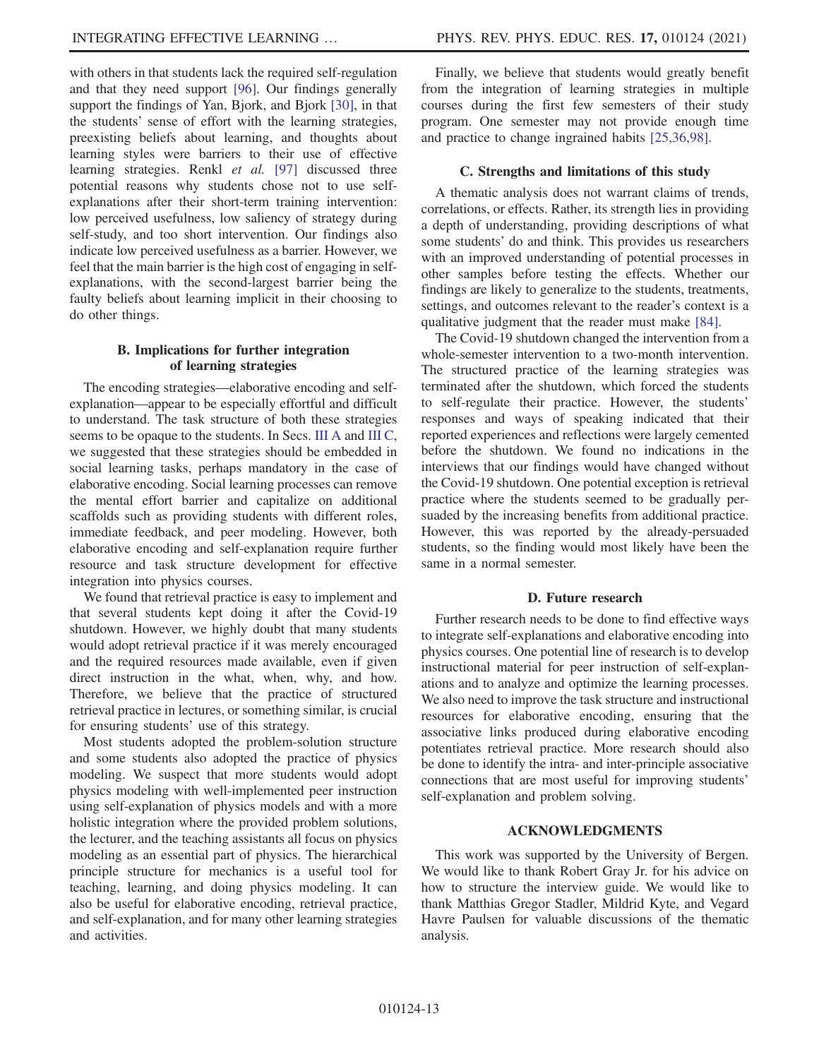with others in that students lack the required self-regulation and that they need support [96]. Our findings generally support the findings of Yan, Bjork, and Bjork [30], in that the students' sense of effort with the learning strategies, preexisting beliefs about learning, and thoughts about learning styles were barriers to their use of effective learning strategies. Renkl *et al.* [97] discussed three potential reasons why students chose not to use self-explanations after their short-term training intervention: low perceived usefulness, low saliency of strategy during self-study, and too short intervention. Our findings also indicate low perceived usefulness as a barrier. However, we feel that the main barrier is the high cost of engaging in self-explanations, with the second-largest barrier being the faulty beliefs about learning implicit in their choosing to do other things.

### B. Implications for further integration of learning strategies

The encoding strategies—elaborative encoding and self-explanation—appear to be especially effortful and difficult to understand. The task structure of both these strategies seems to be opaque to the students. In Secs. III A and III C, we suggested that these strategies should be embedded in social learning tasks, perhaps mandatory in the case of elaborative encoding. Social learning processes can remove the mental effort barrier and capitalize on additional scaffolds such as providing students with different roles, immediate feedback, and peer modeling. However, both elaborative encoding and self-explanation require further resource and task structure development for effective integration into physics courses.

We found that retrieval practice is easy to implement and that several students kept doing it after the Covid-19 shutdown. However, we highly doubt that many students would adopt retrieval practice if it was merely encouraged and the required resources made available, even if given direct instruction in the what, when, why, and how. Therefore, we believe that the practice of structured retrieval practice in lectures, or something similar, is crucial for ensuring students' use of this strategy.

Most students adopted the problem-solution structure and some students also adopted the practice of physics modeling. We suspect that more students would adopt physics modeling with well-implemented peer instruction using self-explanation of physics models and with a more holistic integration where the provided problem solutions, the lecturer, and the teaching assistants all focus on physics modeling as an essential part of physics. The hierarchical principle structure for mechanics is a useful tool for teaching, learning, and doing physics modeling. It can also be useful for elaborative encoding, retrieval practice, and self-explanation, and for many other learning strategies and activities.

Finally, we believe that students would greatly benefit from the integration of learning strategies in multiple courses during the first few semesters of their study program. One semester may not provide enough time and practice to change ingrained habits [25,36,98].

### C. Strengths and limitations of this study

A thematic analysis does not warrant claims of trends, correlations, or effects. Rather, its strength lies in providing a depth of understanding, providing descriptions of what some students' do and think. This provides us researchers with an improved understanding of potential processes in other samples before testing the effects. Whether our findings are likely to generalize to the students, treatments, settings, and outcomes relevant to the reader's context is a qualitative judgment that the reader must make [84].

The Covid-19 shutdown changed the intervention from a whole-semester intervention to a two-month intervention. The structured practice of the learning strategies was terminated after the shutdown, which forced the students to self-regulate their practice. However, the students' responses and ways of speaking indicated that their reported experiences and reflections were largely cemented before the shutdown. We found no indications in the interviews that our findings would have changed without the Covid-19 shutdown. One potential exception is retrieval practice where the students seemed to be gradually persuaded by the increasing benefits from additional practice. However, this was reported by the already-persuaded students, so the finding would most likely have been the same in a normal semester.

### D. Future research

Further research needs to be done to find effective ways to integrate self-explanations and elaborative encoding into physics courses. One potential line of research is to develop instructional material for peer instruction of self-explanations and to analyze and optimize the learning processes. We also need to improve the task structure and instructional resources for elaborative encoding, ensuring that the associative links produced during elaborative encoding potentiates retrieval practice. More research should also be done to identify the intra- and inter-principle associative connections that are most useful for improving students' self-explanation and problem solving.

## ACKNOWLEDGMENTS

This work was supported by the University of Bergen. We would like to thank Robert Gray Jr. for his advice on how to structure the interview guide. We would like to thank Matthias Gregor Stadler, Mildrid Kyte, and Vegard Havre Paulsen for valuable discussions of the thematic analysis.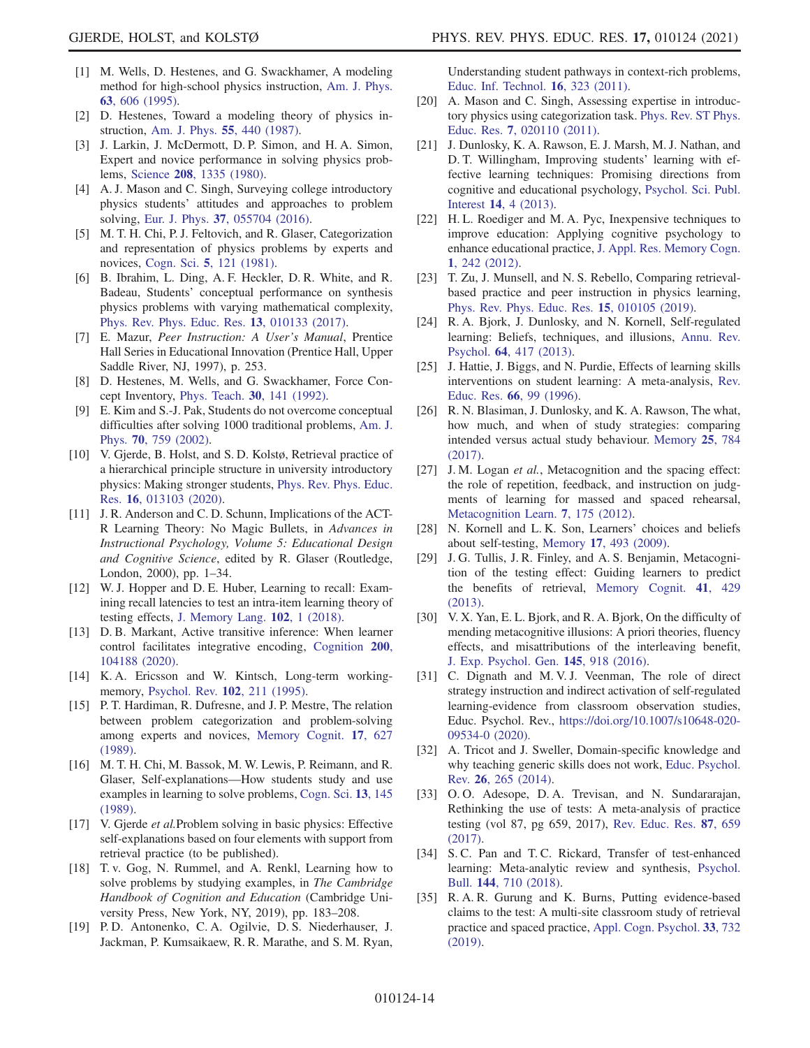[1] M. Wells, D. Hestenes, and G. Swackhamer, A modeling method for high-school physics instruction, Am. J. Phys. **63**, 606 (1995).

[2] D. Hestenes, Toward a modeling theory of physics instruction, Am. J. Phys. **55**, 440 (1987).

[3] J. Larkin, J. McDermott, D. P. Simon, and H. A. Simon, Expert and novice performance in solving physics problems, Science **208**, 1335 (1980).

[4] A. J. Mason and C. Singh, Surveying college introductory physics students' attitudes and approaches to problem solving, Eur. J. Phys. **37**, 055704 (2016).

[5] M. T. H. Chi, P. J. Feltovich, and R. Glaser, Categorization and representation of physics problems by experts and novices, Cogn. Sci. **5**, 121 (1981).

[6] B. Ibrahim, L. Ding, A. F. Heckler, D. R. White, and R. Badeau, Students' conceptual performance on synthesis physics problems with varying mathematical complexity, Phys. Rev. Phys. Educ. Res. **13**, 010133 (2017).

[7] E. Mazur, *Peer Instruction: A User's Manual*, Prentice Hall Series in Educational Innovation (Prentice Hall, Upper Saddle River, NJ, 1997), p. 253.

[8] D. Hestenes, M. Wells, and G. Swackhamer, Force Concept Inventory, Phys. Teach. **30**, 141 (1992).

[9] E. Kim and S.-J. Pak, Students do not overcome conceptual difficulties after solving 1000 traditional problems, Am. J. Phys. **70**, 759 (2002).

[10] V. Gjerde, B. Holst, and S. D. Kolstø, Retrieval practice of a hierarchical principle structure in university introductory physics: Making stronger students, Phys. Rev. Phys. Educ. Res. **16**, 013103 (2020).

[11] J. R. Anderson and C. D. Schunn, Implications of the ACT-R Learning Theory: No Magic Bullets, in *Advances in Instructional Psychology, Volume 5: Educational Design and Cognitive Science*, edited by R. Glaser (Routledge, London, 2000), pp. 1–34.

[12] W. J. Hopper and D. E. Huber, Learning to recall: Examining recall latencies to test an intra-item learning theory of testing effects, J. Memory Lang. **102**, 1 (2018).

[13] D. B. Markant, Active transitive inference: When learner control facilitates integrative encoding, Cognition **200**, 104188 (2020).

[14] K. A. Ericsson and W. Kintsch, Long-term working-memory, Psychol. Rev. **102**, 211 (1995).

[15] P. T. Hardiman, R. Dufresne, and J. P. Mestre, The relation between problem categorization and problem-solving among experts and novices, Memory Cognit. **17**, 627 (1989).

[16] M. T. H. Chi, M. Bassok, M. W. Lewis, P. Reimann, and R. Glaser, Self-explanations—How students study and use examples in learning to solve problems, Cogn. Sci. **13**, 145 (1989).

[17] V. Gjerde *et al.*Problem solving in basic physics: Effective self-explanations based on four elements with support from retrieval practice (to be published).

[18] T. v. Gog, N. Rummel, and A. Renkl, Learning how to solve problems by studying examples, in *The Cambridge Handbook of Cognition and Education* (Cambridge University Press, New York, NY, 2019), pp. 183–208.

[19] P. D. Antonenko, C. A. Ogilvie, D. S. Niederhauser, J. Jackman, P. Kumsaikaew, R. R. Marathe, and S. M. Ryan, Understanding student pathways in context-rich problems, Educ. Inf. Technol. **16**, 323 (2011).

[20] A. Mason and C. Singh, Assessing expertise in introductory physics using categorization task. Phys. Rev. ST Phys. Educ. Res. **7**, 020110 (2011).

[21] J. Dunlosky, K. A. Rawson, E. J. Marsh, M. J. Nathan, and D. T. Willingham, Improving students' learning with effective learning techniques: Promising directions from cognitive and educational psychology, Psychol. Sci. Publ. Interest **14**, 4 (2013).

[22] H. L. Roediger and M. A. Pyc, Inexpensive techniques to improve education: Applying cognitive psychology to enhance educational practice, J. Appl. Res. Memory Cogn. **1**, 242 (2012).

[23] T. Zu, J. Munsell, and N. S. Rebello, Comparing retrieval-based practice and peer instruction in physics learning, Phys. Rev. Phys. Educ. Res. **15**, 010105 (2019).

[24] R. A. Bjork, J. Dunlosky, and N. Kornell, Self-regulated learning: Beliefs, techniques, and illusions, Annu. Rev. Psychol. **64**, 417 (2013).

[25] J. Hattie, J. Biggs, and N. Purdie, Effects of learning skills interventions on student learning: A meta-analysis, Rev. Educ. Res. **66**, 99 (1996).

[26] R. N. Blasiman, J. Dunlosky, and K. A. Rawson, The what, how much, and when of study strategies: comparing intended versus actual study behaviour. Memory **25**, 784 (2017).

[27] J. M. Logan *et al.*, Metacognition and the spacing effect: the role of repetition, feedback, and instruction on judgments of learning for massed and spaced rehearsal, Metacognition Learn. **7**, 175 (2012).

[28] N. Kornell and L. K. Son, Learners' choices and beliefs about self-testing, Memory **17**, 493 (2009).

[29] J. G. Tullis, J. R. Finley, and A. S. Benjamin, Metacognition of the testing effect: Guiding learners to predict the benefits of retrieval, Memory Cognit. **41**, 429 (2013).

[30] V. X. Yan, E. L. Bjork, and R. A. Bjork, On the difficulty of mending metacognitive illusions: A priori theories, fluency effects, and misattributions of the interleaving benefit, J. Exp. Psychol. Gen. **145**, 918 (2016).

[31] C. Dignath and M. V. J. Veenman, The role of direct strategy instruction and indirect activation of self-regulated learning-evidence from classroom observation studies, Educ. Psychol. Rev., https://doi.org/10.1007/s10648-020-09534-0 (2020).

[32] A. Tricot and J. Sweller, Domain-specific knowledge and why teaching generic skills does not work, Educ. Psychol. Rev. **26**, 265 (2014).

[33] O. O. Adesope, D. A. Trevisan, and N. Sundararajan, Rethinking the use of tests: A meta-analysis of practice testing (vol 87, pg 659, 2017), Rev. Educ. Res. **87**, 659 (2017).

[34] S. C. Pan and T. C. Rickard, Transfer of test-enhanced learning: Meta-analytic review and synthesis, Psychol. Bull. **144**, 710 (2018).

[35] R. A. R. Gurung and K. Burns, Putting evidence-based claims to the test: A multi-site classroom study of retrieval practice and spaced practice, Appl. Cogn. Psychol. **33**, 732 (2019).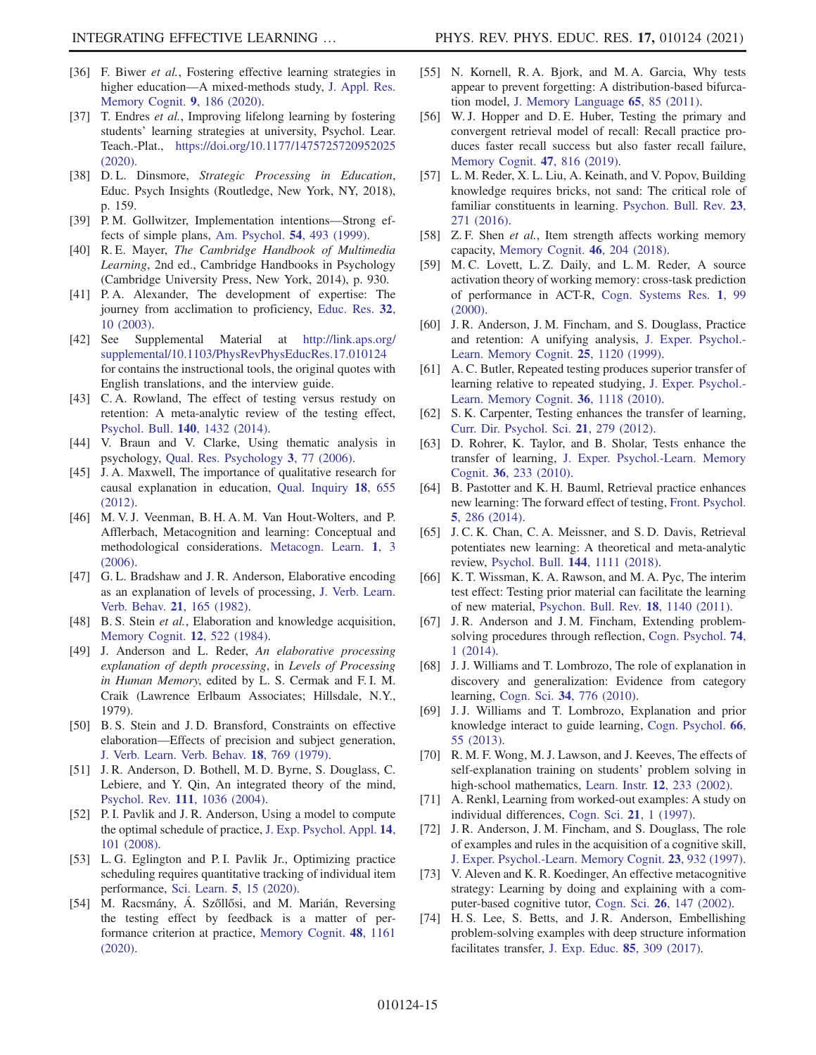[36] F. Biwer *et al.*, Fostering effective learning strategies in higher education—A mixed-methods study, J. Appl. Res. Memory Cognit. **9**, 186 (2020).

[37] T. Endres *et al.*, Improving lifelong learning by fostering students' learning strategies at university, Psychol. Lear. Teach.-Plat., https://doi.org/10.1177/1475725720952025 (2020).

[38] D. L. Dinsmore, *Strategic Processing in Education*, Educ. Psych Insights (Routledge, New York, NY, 2018), p. 159.

[39] P. M. Gollwitzer, Implementation intentions—Strong effects of simple plans, Am. Psychol. **54**, 493 (1999).

[40] R. E. Mayer, *The Cambridge Handbook of Multimedia Learning*, 2nd ed., Cambridge Handbooks in Psychology (Cambridge University Press, New York, 2014), p. 930.

[41] P. A. Alexander, The development of expertise: The journey from acclimation to proficiency, Educ. Res. **32**, 10 (2003).

[42] See Supplemental Material at http://link.aps.org/supplemental/10.1103/PhysRevPhysEducRes.17.010124 for contains the instructional tools, the original quotes with English translations, and the interview guide.

[43] C. A. Rowland, The effect of testing versus restudy on retention: A meta-analytic review of the testing effect, Psychol. Bull. **140**, 1432 (2014).

[44] V. Braun and V. Clarke, Using thematic analysis in psychology, Qual. Res. Psychology **3**, 77 (2006).

[45] J. A. Maxwell, The importance of qualitative research for causal explanation in education, Qual. Inquiry **18**, 655 (2012).

[46] M. V. J. Veenman, B. H. A. M. Van Hout-Wolters, and P. Afflerbach, Metacognition and learning: Conceptual and methodological considerations. Metacogn. Learn. **1**, 3 (2006).

[47] G. L. Bradshaw and J. R. Anderson, Elaborative encoding as an explanation of levels of processing, J. Verb. Learn. Verb. Behav. **21**, 165 (1982).

[48] B. S. Stein *et al.*, Elaboration and knowledge acquisition, Memory Cognit. **12**, 522 (1984).

[49] J. Anderson and L. Reder, *An elaborative processing explanation of depth processing*, in *Levels of Processing in Human Memory*, edited by L. S. Cermak and F. I. M. Craik (Lawrence Erlbaum Associates; Hillsdale, N.Y., 1979).

[50] B. S. Stein and J. D. Bransford, Constraints on effective elaboration—Effects of precision and subject generation, J. Verb. Learn. Verb. Behav. **18**, 769 (1979).

[51] J. R. Anderson, D. Bothell, M. D. Byrne, S. Douglass, C. Lebiere, and Y. Qin, An integrated theory of the mind, Psychol. Rev. **111**, 1036 (2004).

[52] P. I. Pavlik and J. R. Anderson, Using a model to compute the optimal schedule of practice, J. Exp. Psychol. Appl. **14**, 101 (2008).

[53] L. G. Eglington and P. I. Pavlik Jr., Optimizing practice scheduling requires quantitative tracking of individual item performance, Sci. Learn. **5**, 15 (2020).

[54] M. Racsmány, Á. Szőllősi, and M. Marián, Reversing the testing effect by feedback is a matter of performance criterion at practice, Memory Cognit. **48**, 1161 (2020).

[55] N. Kornell, R. A. Bjork, and M. A. Garcia, Why tests appear to prevent forgetting: A distribution-based bifurcation model, J. Memory Language **65**, 85 (2011).

[56] W. J. Hopper and D. E. Huber, Testing the primary and convergent retrieval model of recall: Recall practice produces faster recall success but also faster recall failure, Memory Cognit. **47**, 816 (2019).

[57] L. M. Reder, X. L. Liu, A. Keinath, and V. Popov, Building knowledge requires bricks, not sand: The critical role of familiar constituents in learning. Psychon. Bull. Rev. **23**, 271 (2016).

[58] Z. F. Shen *et al.*, Item strength affects working memory capacity, Memory Cognit. **46**, 204 (2018).

[59] M. C. Lovett, L. Z. Daily, and L. M. Reder, A source activation theory of working memory: cross-task prediction of performance in ACT-R, Cogn. Systems Res. **1**, 99 (2000).

[60] J. R. Anderson, J. M. Fincham, and S. Douglass, Practice and retention: A unifying analysis, J. Exper. Psychol.-Learn. Memory Cognit. **25**, 1120 (1999).

[61] A. C. Butler, Repeated testing produces superior transfer of learning relative to repeated studying, J. Exper. Psychol.-Learn. Memory Cognit. **36**, 1118 (2010).

[62] S. K. Carpenter, Testing enhances the transfer of learning, Curr. Dir. Psychol. Sci. **21**, 279 (2012).

[63] D. Rohrer, K. Taylor, and B. Sholar, Tests enhance the transfer of learning, J. Exper. Psychol.-Learn. Memory Cognit. **36**, 233 (2010).

[64] B. Pastotter and K. H. Bauml, Retrieval practice enhances new learning: The forward effect of testing, Front. Psychol. **5**, 286 (2014).

[65] J. C. K. Chan, C. A. Meissner, and S. D. Davis, Retrieval potentiates new learning: A theoretical and meta-analytic review, Psychol. Bull. **144**, 1111 (2018).

[66] K. T. Wissman, K. A. Rawson, and M. A. Pyc, The interim test effect: Testing prior material can facilitate the learning of new material, Psychon. Bull. Rev. **18**, 1140 (2011).

[67] J. R. Anderson and J. M. Fincham, Extending problem-solving procedures through reflection, Cogn. Psychol. **74**, 1 (2014).

[68] J. J. Williams and T. Lombrozo, The role of explanation in discovery and generalization: Evidence from category learning, Cogn. Sci. **34**, 776 (2010).

[69] J. J. Williams and T. Lombrozo, Explanation and prior knowledge interact to guide learning, Cogn. Psychol. **66**, 55 (2013).

[70] R. M. F. Wong, M. J. Lawson, and J. Keeves, The effects of self-explanation training on students' problem solving in high-school mathematics, Learn. Instr. **12**, 233 (2002).

[71] A. Renkl, Learning from worked-out examples: A study on individual differences, Cogn. Sci. **21**, 1 (1997).

[72] J. R. Anderson, J. M. Fincham, and S. Douglass, The role of examples and rules in the acquisition of a cognitive skill, J. Exper. Psychol.-Learn. Memory Cognit. **23**, 932 (1997).

[73] V. Aleven and K. R. Koedinger, An effective metacognitive strategy: Learning by doing and explaining with a computer-based cognitive tutor, Cogn. Sci. **26**, 147 (2002).

[74] H. S. Lee, S. Betts, and J. R. Anderson, Embellishing problem-solving examples with deep structure information facilitates transfer, J. Exp. Educ. **85**, 309 (2017).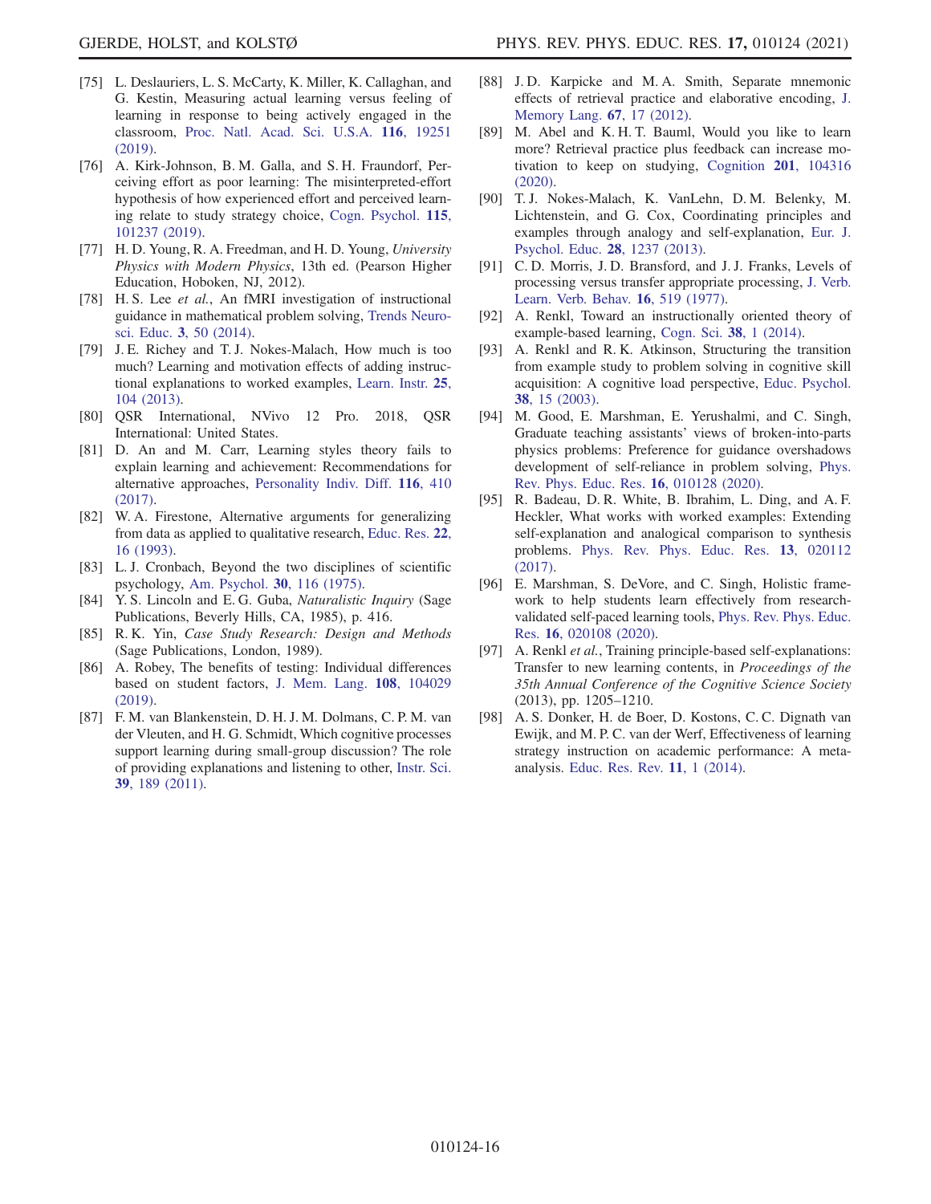[75] L. Deslauriers, L. S. McCarty, K. Miller, K. Callaghan, and G. Kestin, Measuring actual learning versus feeling of learning in response to being actively engaged in the classroom, Proc. Natl. Acad. Sci. U.S.A. **116**, 19251 (2019).

[76] A. Kirk-Johnson, B. M. Galla, and S. H. Fraundorf, Perceiving effort as poor learning: The misinterpreted-effort hypothesis of how experienced effort and perceived learning relate to study strategy choice, Cogn. Psychol. **115**, 101237 (2019).

[77] H. D. Young, R. A. Freedman, and H. D. Young, *University Physics with Modern Physics*, 13th ed. (Pearson Higher Education, Hoboken, NJ, 2012).

[78] H. S. Lee *et al.*, An fMRI investigation of instructional guidance in mathematical problem solving, Trends Neurosci. Educ. **3**, 50 (2014).

[79] J. E. Richey and T. J. Nokes-Malach, How much is too much? Learning and motivation effects of adding instructional explanations to worked examples, Learn. Instr. **25**, 104 (2013).

[80] QSR International, NVivo 12 Pro. 2018, QSR International: United States.

[81] D. An and M. Carr, Learning styles theory fails to explain learning and achievement: Recommendations for alternative approaches, Personality Indiv. Diff. **116**, 410 (2017).

[82] W. A. Firestone, Alternative arguments for generalizing from data as applied to qualitative research, Educ. Res. **22**, 16 (1993).

[83] L. J. Cronbach, Beyond the two disciplines of scientific psychology, Am. Psychol. **30**, 116 (1975).

[84] Y. S. Lincoln and E. G. Guba, *Naturalistic Inquiry* (Sage Publications, Beverly Hills, CA, 1985), p. 416.

[85] R. K. Yin, *Case Study Research: Design and Methods* (Sage Publications, London, 1989).

[86] A. Robey, The benefits of testing: Individual differences based on student factors, J. Mem. Lang. **108**, 104029 (2019).

[87] F. M. van Blankenstein, D. H. J. M. Dolmans, C. P. M. van der Vleuten, and H. G. Schmidt, Which cognitive processes support learning during small-group discussion? The role of providing explanations and listening to other, Instr. Sci. **39**, 189 (2011).

[88] J. D. Karpicke and M. A. Smith, Separate mnemonic effects of retrieval practice and elaborative encoding, J. Memory Lang. **67**, 17 (2012).

[89] M. Abel and K. H. T. Bauml, Would you like to learn more? Retrieval practice plus feedback can increase motivation to keep on studying, Cognition **201**, 104316 (2020).

[90] T. J. Nokes-Malach, K. VanLehn, D. M. Belenky, M. Lichtenstein, and G. Cox, Coordinating principles and examples through analogy and self-explanation, Eur. J. Psychol. Educ. **28**, 1237 (2013).

[91] C. D. Morris, J. D. Bransford, and J. J. Franks, Levels of processing versus transfer appropriate processing, J. Verb. Learn. Verb. Behav. **16**, 519 (1977).

[92] A. Renkl, Toward an instructionally oriented theory of example-based learning, Cogn. Sci. **38**, 1 (2014).

[93] A. Renkl and R. K. Atkinson, Structuring the transition from example study to problem solving in cognitive skill acquisition: A cognitive load perspective, Educ. Psychol. **38**, 15 (2003).

[94] M. Good, E. Marshman, E. Yerushalmi, and C. Singh, Graduate teaching assistants' views of broken-into-parts physics problems: Preference for guidance overshadows development of self-reliance in problem solving, Phys. Rev. Phys. Educ. Res. **16**, 010128 (2020).

[95] R. Badeau, D. R. White, B. Ibrahim, L. Ding, and A. F. Heckler, What works with worked examples: Extending self-explanation and analogical comparison to synthesis problems. Phys. Rev. Phys. Educ. Res. **13**, 020112 (2017).

[96] E. Marshman, S. DeVore, and C. Singh, Holistic framework to help students learn effectively from research-validated self-paced learning tools, Phys. Rev. Phys. Educ. Res. **16**, 020108 (2020).

[97] A. Renkl *et al.*, Training principle-based self-explanations: Transfer to new learning contents, in *Proceedings of the 35th Annual Conference of the Cognitive Science Society* (2013), pp. 1205–1210.

[98] A. S. Donker, H. de Boer, D. Kostons, C. C. Dignath van Ewijk, and M. P. C. van der Werf, Effectiveness of learning strategy instruction on academic performance: A meta-analysis. Educ. Res. Rev. **11**, 1 (2014).